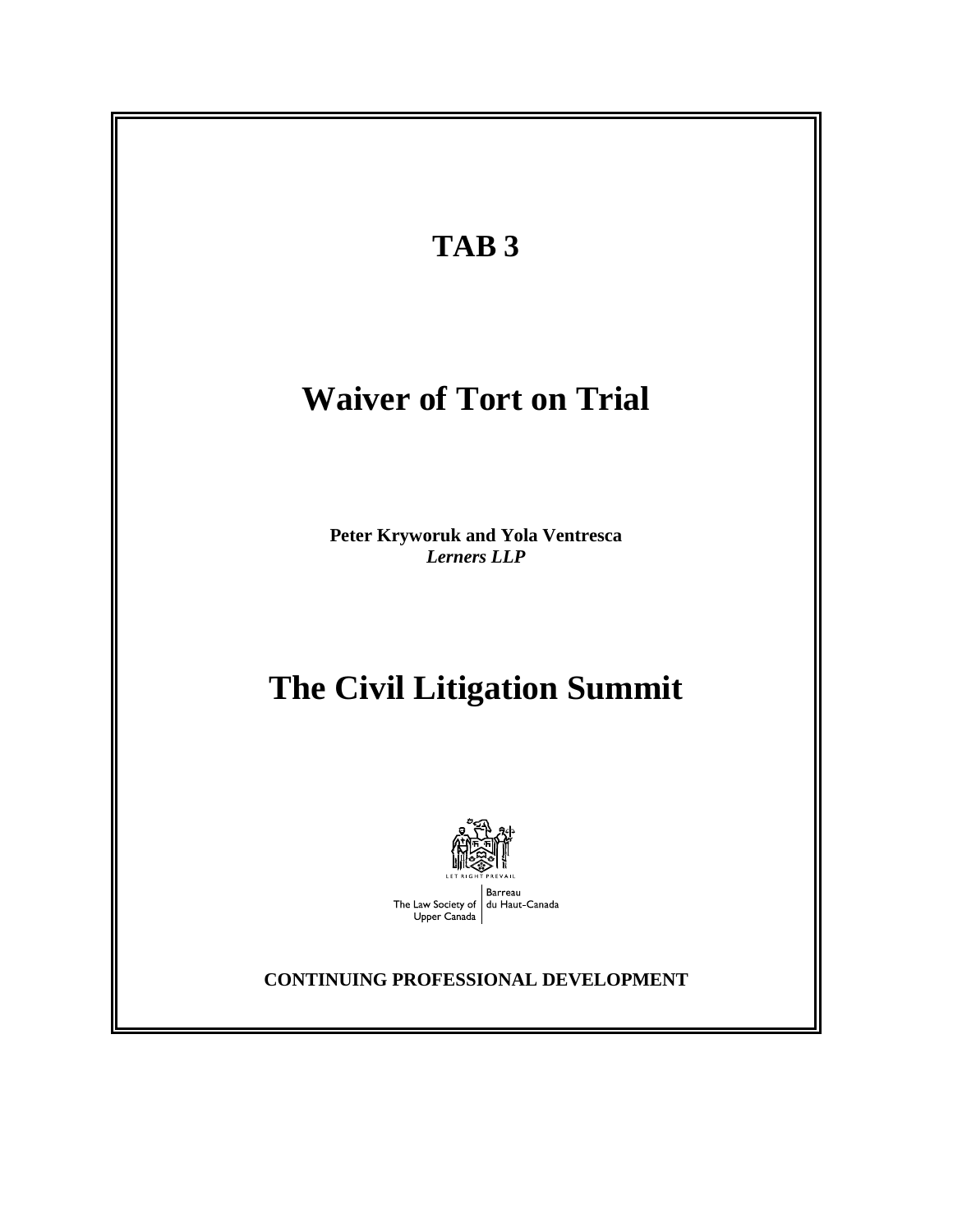# TAB 3

# Waiver of Tort on Trial

**Peter Kryworuk and Yola Ventresca**
***Lerners LLP***

# The Civil Litigation Summit

LET RIGHT PREVAIL

The Law Society of Upper Canada | Barreau du Haut-Canada

**CONTINUING PROFESSIONAL DEVELOPMENT**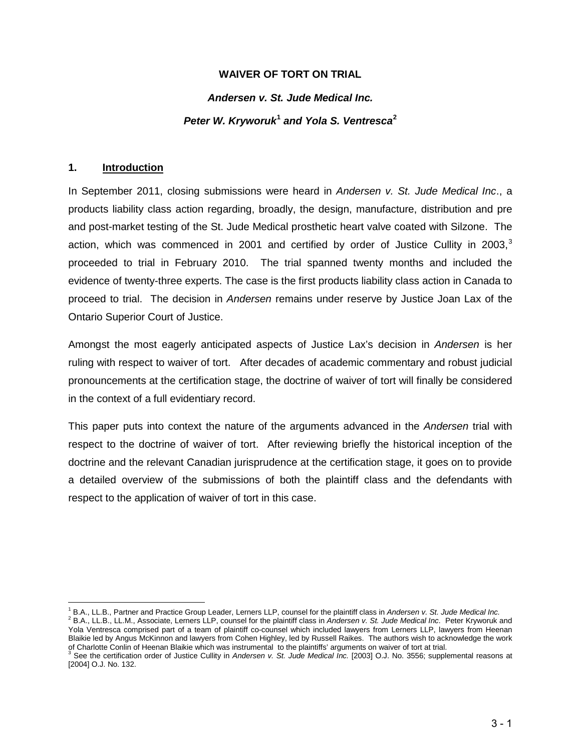# WAIVER OF TORT ON TRIAL

## *Andersen v. St. Jude Medical Inc.*

### *Peter W. Kryworuk*[1] *and Yola S. Ventresca*[2]

## 1. Introduction

In September 2011, closing submissions were heard in *Andersen v. St. Jude Medical Inc*., a products liability class action regarding, broadly, the design, manufacture, distribution and pre and post-market testing of the St. Jude Medical prosthetic heart valve coated with Silzone. The action, which was commenced in 2001 and certified by order of Justice Cullity in 2003,[3] proceeded to trial in February 2010. The trial spanned twenty months and included the evidence of twenty-three experts. The case is the first products liability class action in Canada to proceed to trial. The decision in *Andersen* remains under reserve by Justice Joan Lax of the Ontario Superior Court of Justice.

Amongst the most eagerly anticipated aspects of Justice Lax's decision in *Andersen* is her ruling with respect to waiver of tort. After decades of academic commentary and robust judicial pronouncements at the certification stage, the doctrine of waiver of tort will finally be considered in the context of a full evidentiary record.

This paper puts into context the nature of the arguments advanced in the *Andersen* trial with respect to the doctrine of waiver of tort. After reviewing briefly the historical inception of the doctrine and the relevant Canadian jurisprudence at the certification stage, it goes on to provide a detailed overview of the submissions of both the plaintiff class and the defendants with respect to the application of waiver of tort in this case.

---

[1] B.A., LL.B., Partner and Practice Group Leader, Lerners LLP, counsel for the plaintiff class in *Andersen v. St. Jude Medical Inc.*

[2] B.A., LL.B., LL.M., Associate, Lerners LLP, counsel for the plaintiff class in *Andersen v. St. Jude Medical Inc*. Peter Kryworuk and Yola Ventresca comprised part of a team of plaintiff co-counsel which included lawyers from Lerners LLP, lawyers from Heenan Blaikie led by Angus McKinnon and lawyers from Cohen Highley, led by Russell Raikes. The authors wish to acknowledge the work of Charlotte Conlin of Heenan Blaikie which was instrumental to the plaintiffs' arguments on waiver of tort at trial.

[3] See the certification order of Justice Cullity in *Andersen v. St. Jude Medical Inc.* [2003] O.J. No. 3556; supplemental reasons at [2004] O.J. No. 132.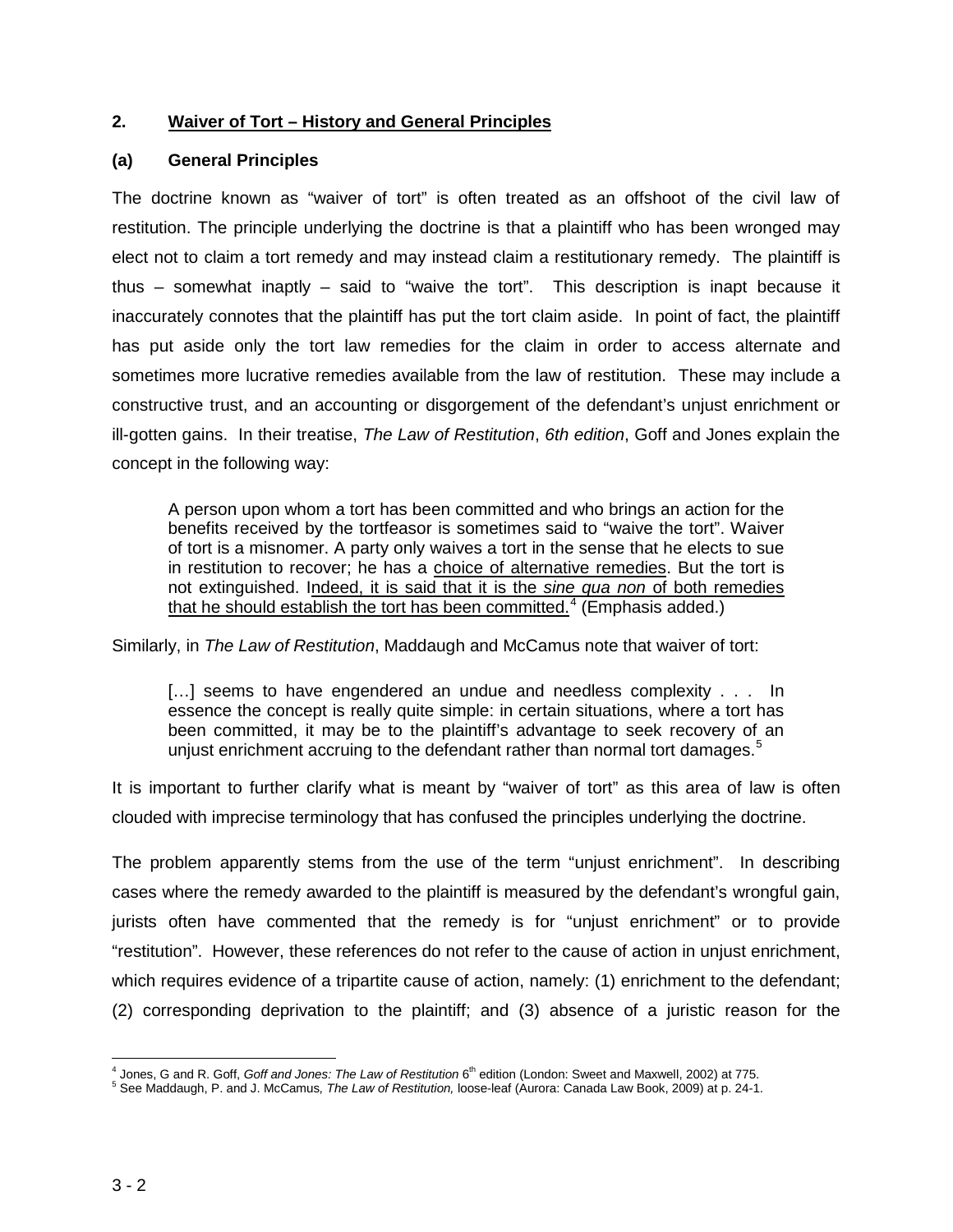## 2. <u>Waiver of Tort – History and General Principles</u>

### (a) General Principles

The doctrine known as "waiver of tort" is often treated as an offshoot of the civil law of restitution. The principle underlying the doctrine is that a plaintiff who has been wronged may elect not to claim a tort remedy and may instead claim a restitutionary remedy. The plaintiff is thus – somewhat inaptly – said to "waive the tort". This description is inapt because it inaccurately connotes that the plaintiff has put the tort claim aside. In point of fact, the plaintiff has put aside only the tort law remedies for the claim in order to access alternate and sometimes more lucrative remedies available from the law of restitution. These may include a constructive trust, and an accounting or disgorgement of the defendant's unjust enrichment or ill-gotten gains. In their treatise, *The Law of Restitution*, *6th edition*, Goff and Jones explain the concept in the following way:

> A person upon whom a tort has been committed and who brings an action for the benefits received by the tortfeasor is sometimes said to "waive the tort". Waiver of tort is a misnomer. A party only waives a tort in the sense that he elects to sue in restitution to recover; he has a <u>choice of alternative remedies</u>. But the tort is not extinguished. I<u>ndeed, it is said that it is the *sine qua non* of both remedies that he should establish the tort has been committed.</u>[4] (Emphasis added.)

Similarly, in *The Law of Restitution*, Maddaugh and McCamus note that waiver of tort:

> […] seems to have engendered an undue and needless complexity . . . In essence the concept is really quite simple: in certain situations, where a tort has been committed, it may be to the plaintiff's advantage to seek recovery of an unjust enrichment accruing to the defendant rather than normal tort damages.[5]

It is important to further clarify what is meant by "waiver of tort" as this area of law is often clouded with imprecise terminology that has confused the principles underlying the doctrine.

The problem apparently stems from the use of the term "unjust enrichment". In describing cases where the remedy awarded to the plaintiff is measured by the defendant's wrongful gain, jurists often have commented that the remedy is for "unjust enrichment" or to provide "restitution". However, these references do not refer to the cause of action in unjust enrichment, which requires evidence of a tripartite cause of action, namely: (1) enrichment to the defendant; (2) corresponding deprivation to the plaintiff; and (3) absence of a juristic reason for the

---

[4] Jones, G and R. Goff, *Goff and Jones: The Law of Restitution* 6th edition (London: Sweet and Maxwell, 2002) at 775.

[5] See Maddaugh, P. and J. McCamus, *The Law of Restitution,* loose-leaf (Aurora: Canada Law Book, 2009) at p. 24-1.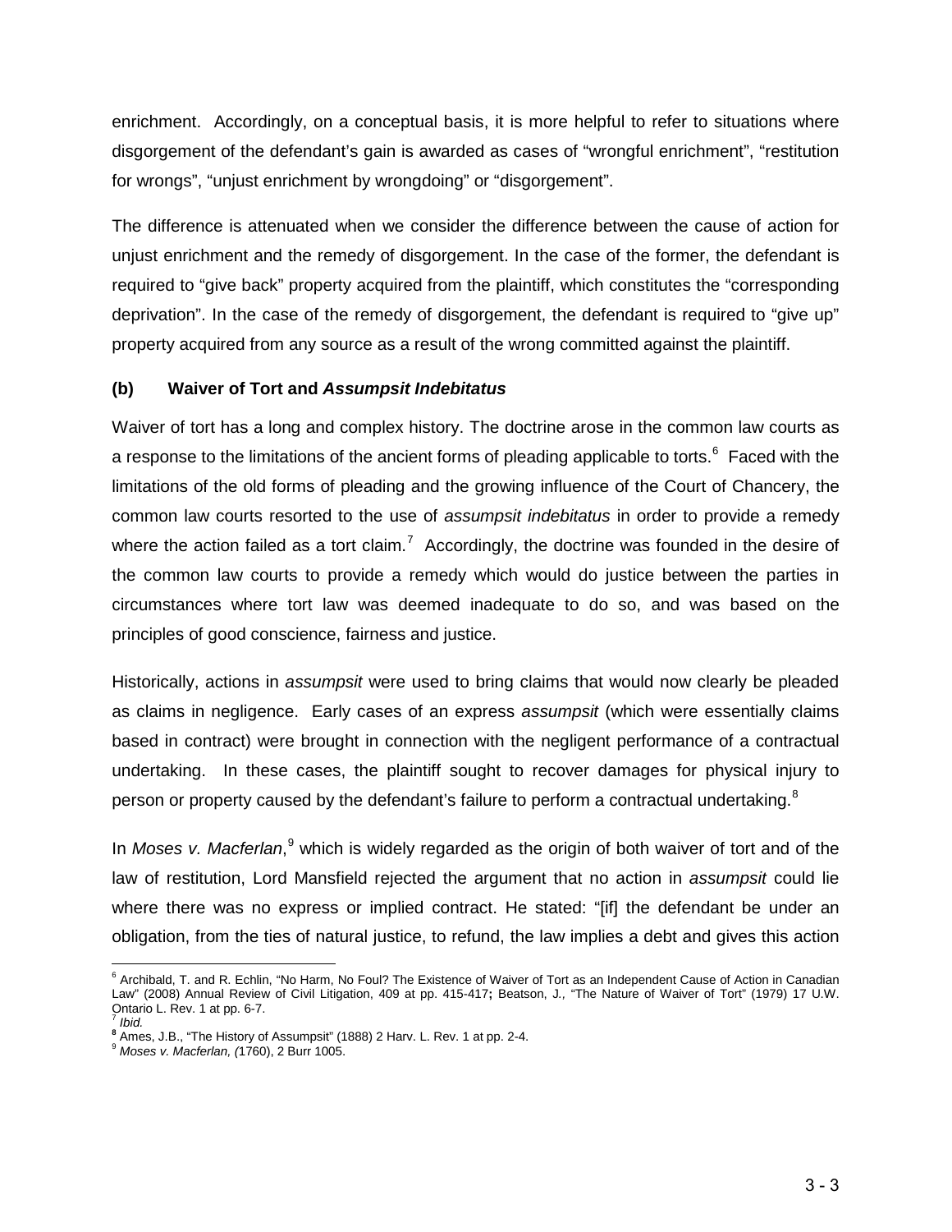enrichment. Accordingly, on a conceptual basis, it is more helpful to refer to situations where disgorgement of the defendant's gain is awarded as cases of "wrongful enrichment", "restitution for wrongs", "unjust enrichment by wrongdoing" or "disgorgement".

The difference is attenuated when we consider the difference between the cause of action for unjust enrichment and the remedy of disgorgement. In the case of the former, the defendant is required to "give back" property acquired from the plaintiff, which constitutes the "corresponding deprivation". In the case of the remedy of disgorgement, the defendant is required to "give up" property acquired from any source as a result of the wrong committed against the plaintiff.

### (b) Waiver of Tort and *Assumpsit Indebitatus*

Waiver of tort has a long and complex history. The doctrine arose in the common law courts as a response to the limitations of the ancient forms of pleading applicable to torts.[6] Faced with the limitations of the old forms of pleading and the growing influence of the Court of Chancery, the common law courts resorted to the use of *assumpsit indebitatus* in order to provide a remedy where the action failed as a tort claim.[7] Accordingly, the doctrine was founded in the desire of the common law courts to provide a remedy which would do justice between the parties in circumstances where tort law was deemed inadequate to do so, and was based on the principles of good conscience, fairness and justice.

Historically, actions in *assumpsit* were used to bring claims that would now clearly be pleaded as claims in negligence. Early cases of an express *assumpsit* (which were essentially claims based in contract) were brought in connection with the negligent performance of a contractual undertaking. In these cases, the plaintiff sought to recover damages for physical injury to person or property caused by the defendant's failure to perform a contractual undertaking.[8]

In *Moses v. Macferlan*,[9] which is widely regarded as the origin of both waiver of tort and of the law of restitution, Lord Mansfield rejected the argument that no action in *assumpsit* could lie where there was no express or implied contract. He stated: "[if] the defendant be under an obligation, from the ties of natural justice, to refund, the law implies a debt and gives this action

---

[6] Archibald, T. and R. Echlin, "No Harm, No Foul? The Existence of Waiver of Tort as an Independent Cause of Action in Canadian Law" (2008) Annual Review of Civil Litigation, 409 at pp. 415-417; Beatson, J., "The Nature of Waiver of Tort" (1979) 17 U.W. Ontario L. Rev. 1 at pp. 6-7.

[7] *Ibid.*

[8] Ames, J.B., "The History of Assumpsit" (1888) 2 Harv. L. Rev. 1 at pp. 2-4.

[9] *Moses v. Macferlan, (*1760), 2 Burr 1005.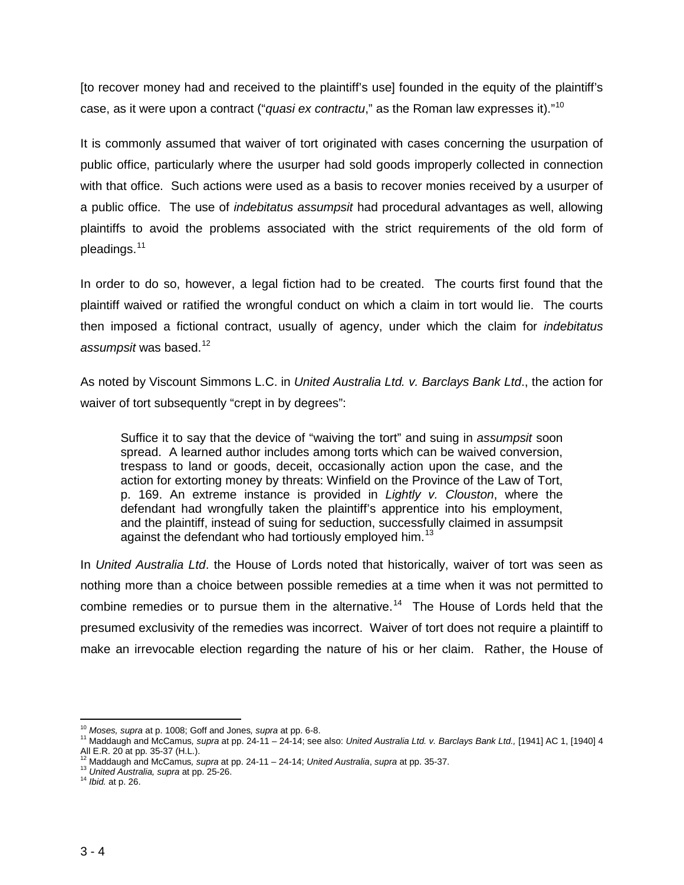[to recover money had and received to the plaintiff's use] founded in the equity of the plaintiff's case, as it were upon a contract ("*quasi ex contractu*," as the Roman law expresses it)."[10]

It is commonly assumed that waiver of tort originated with cases concerning the usurpation of public office, particularly where the usurper had sold goods improperly collected in connection with that office. Such actions were used as a basis to recover monies received by a usurper of a public office. The use of *indebitatus assumpsit* had procedural advantages as well, allowing plaintiffs to avoid the problems associated with the strict requirements of the old form of pleadings.[11]

In order to do so, however, a legal fiction had to be created. The courts first found that the plaintiff waived or ratified the wrongful conduct on which a claim in tort would lie. The courts then imposed a fictional contract, usually of agency, under which the claim for *indebitatus assumpsit* was based.[12]

As noted by Viscount Simmons L.C. in *United Australia Ltd. v. Barclays Bank Ltd*., the action for waiver of tort subsequently "crept in by degrees":

> Suffice it to say that the device of "waiving the tort" and suing in *assumpsit* soon spread. A learned author includes among torts which can be waived conversion, trespass to land or goods, deceit, occasionally action upon the case, and the action for extorting money by threats: Winfield on the Province of the Law of Tort, p. 169. An extreme instance is provided in *Lightly v. Clouston*, where the defendant had wrongfully taken the plaintiff's apprentice into his employment, and the plaintiff, instead of suing for seduction, successfully claimed in assumpsit against the defendant who had tortiously employed him.[13]

In *United Australia Ltd*. the House of Lords noted that historically, waiver of tort was seen as nothing more than a choice between possible remedies at a time when it was not permitted to combine remedies or to pursue them in the alternative.[14] The House of Lords held that the presumed exclusivity of the remedies was incorrect. Waiver of tort does not require a plaintiff to make an irrevocable election regarding the nature of his or her claim. Rather, the House of

---

[10] *Moses, supra* at p. 1008; Goff and Jones*, supra* at pp. 6-8.

[11] Maddaugh and McCamus*, supra* at pp. 24-11 – 24-14; see also: *United Australia Ltd. v. Barclays Bank Ltd.,* [1941] AC 1, [1940] 4 All E.R. 20 at pp. 35-37 (H.L.).

[12] Maddaugh and McCamus*, supra* at pp. 24-11 – 24-14; *United Australia*, *supra* at pp. 35-37.

[13] *United Australia, supra* at pp. 25-26.

[14] *Ibid.* at p. 26.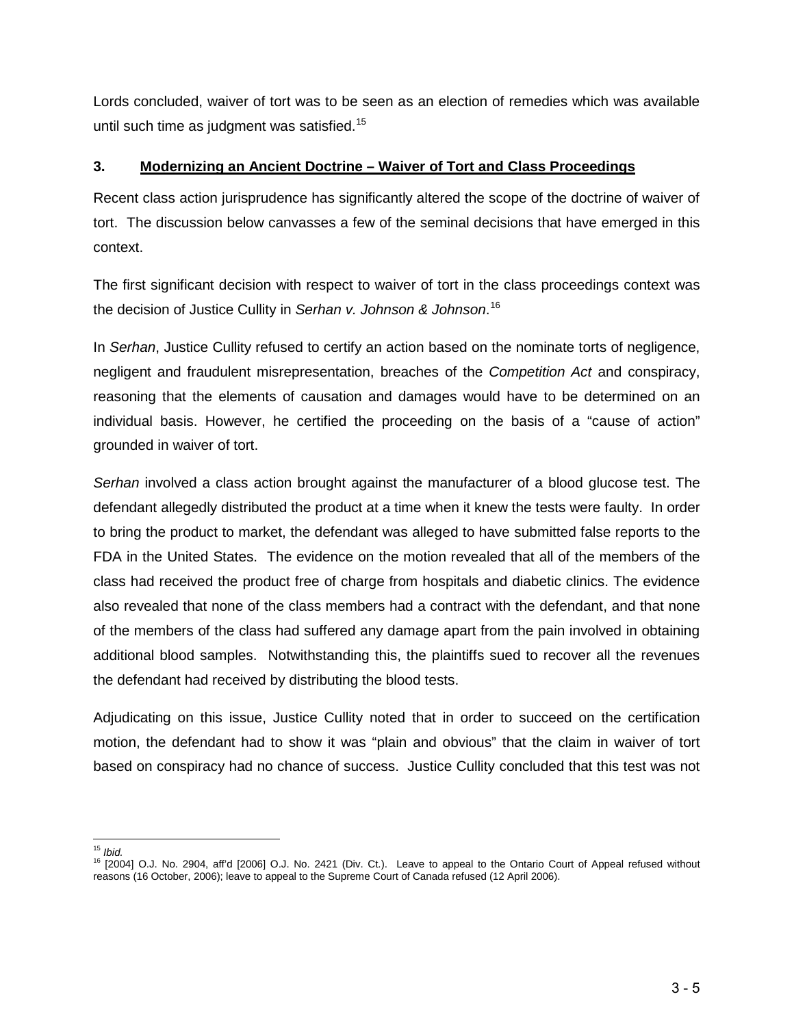Lords concluded, waiver of tort was to be seen as an election of remedies which was available until such time as judgment was satisfied.[15]

### 3. Modernizing an Ancient Doctrine – Waiver of Tort and Class Proceedings

Recent class action jurisprudence has significantly altered the scope of the doctrine of waiver of tort. The discussion below canvasses a few of the seminal decisions that have emerged in this context.

The first significant decision with respect to waiver of tort in the class proceedings context was the decision of Justice Cullity in *Serhan v. Johnson & Johnson*.[16]

In *Serhan*, Justice Cullity refused to certify an action based on the nominate torts of negligence, negligent and fraudulent misrepresentation, breaches of the *Competition Act* and conspiracy, reasoning that the elements of causation and damages would have to be determined on an individual basis. However, he certified the proceeding on the basis of a "cause of action" grounded in waiver of tort.

*Serhan* involved a class action brought against the manufacturer of a blood glucose test. The defendant allegedly distributed the product at a time when it knew the tests were faulty. In order to bring the product to market, the defendant was alleged to have submitted false reports to the FDA in the United States. The evidence on the motion revealed that all of the members of the class had received the product free of charge from hospitals and diabetic clinics. The evidence also revealed that none of the class members had a contract with the defendant, and that none of the members of the class had suffered any damage apart from the pain involved in obtaining additional blood samples. Notwithstanding this, the plaintiffs sued to recover all the revenues the defendant had received by distributing the blood tests.

Adjudicating on this issue, Justice Cullity noted that in order to succeed on the certification motion, the defendant had to show it was "plain and obvious" that the claim in waiver of tort based on conspiracy had no chance of success. Justice Cullity concluded that this test was not

---

[15] *Ibid.*

[16] [2004] O.J. No. 2904, aff'd [2006] O.J. No. 2421 (Div. Ct.). Leave to appeal to the Ontario Court of Appeal refused without reasons (16 October, 2006); leave to appeal to the Supreme Court of Canada refused (12 April 2006).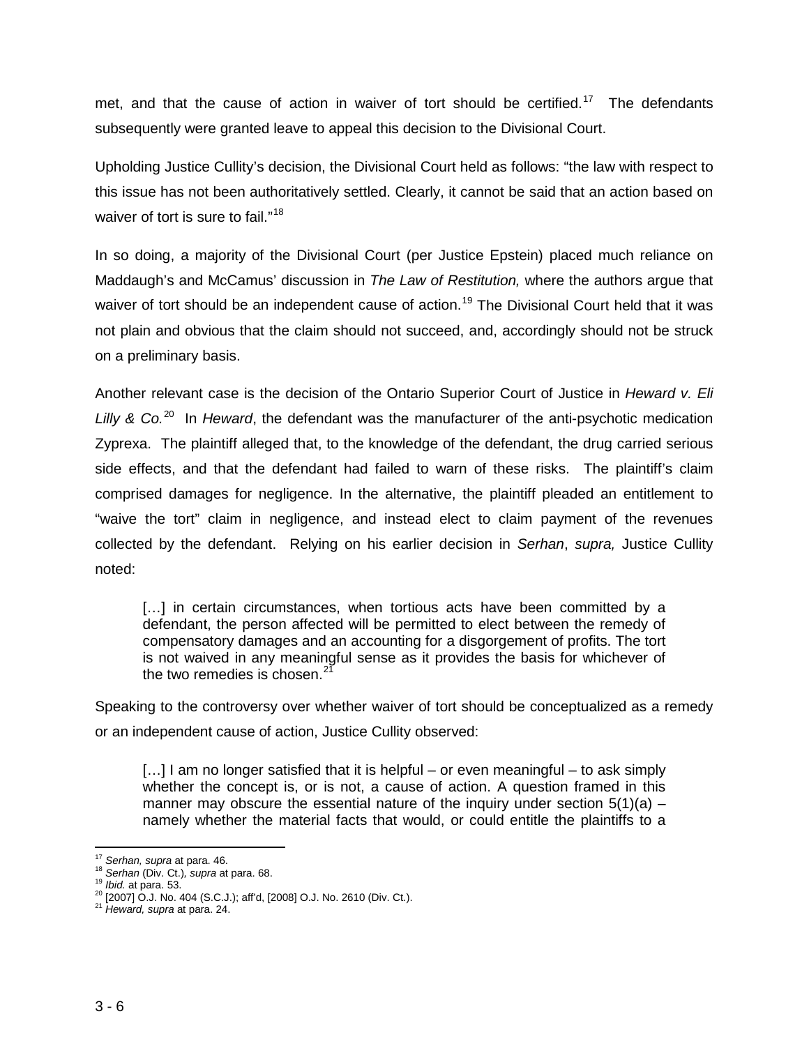met, and that the cause of action in waiver of tort should be certified.[17] The defendants subsequently were granted leave to appeal this decision to the Divisional Court.

Upholding Justice Cullity's decision, the Divisional Court held as follows: "the law with respect to this issue has not been authoritatively settled. Clearly, it cannot be said that an action based on waiver of tort is sure to fail."[18]

In so doing, a majority of the Divisional Court (per Justice Epstein) placed much reliance on Maddaugh's and McCamus' discussion in *The Law of Restitution,* where the authors argue that waiver of tort should be an independent cause of action.[19] The Divisional Court held that it was not plain and obvious that the claim should not succeed, and, accordingly should not be struck on a preliminary basis.

Another relevant case is the decision of the Ontario Superior Court of Justice in *Heward v. Eli Lilly & Co.*[20] In *Heward*, the defendant was the manufacturer of the anti-psychotic medication Zyprexa. The plaintiff alleged that, to the knowledge of the defendant, the drug carried serious side effects, and that the defendant had failed to warn of these risks. The plaintiff's claim comprised damages for negligence. In the alternative, the plaintiff pleaded an entitlement to "waive the tort" claim in negligence, and instead elect to claim payment of the revenues collected by the defendant. Relying on his earlier decision in *Serhan*, *supra,* Justice Cullity noted:

> […] in certain circumstances, when tortious acts have been committed by a defendant, the person affected will be permitted to elect between the remedy of compensatory damages and an accounting for a disgorgement of profits. The tort is not waived in any meaningful sense as it provides the basis for whichever of the two remedies is chosen.[21]

Speaking to the controversy over whether waiver of tort should be conceptualized as a remedy or an independent cause of action, Justice Cullity observed:

> […] I am no longer satisfied that it is helpful – or even meaningful – to ask simply whether the concept is, or is not, a cause of action. A question framed in this manner may obscure the essential nature of the inquiry under section 5(1)(a) – namely whether the material facts that would, or could entitle the plaintiffs to a

---

[17] *Serhan, supra* at para. 46.
[18] *Serhan* (Div. Ct.), *supra* at para. 68.
[19] *Ibid.* at para. 53.
[20] [2007] O.J. No. 404 (S.C.J.); aff'd, [2008] O.J. No. 2610 (Div. Ct.).
[21] *Heward, supra* at para. 24.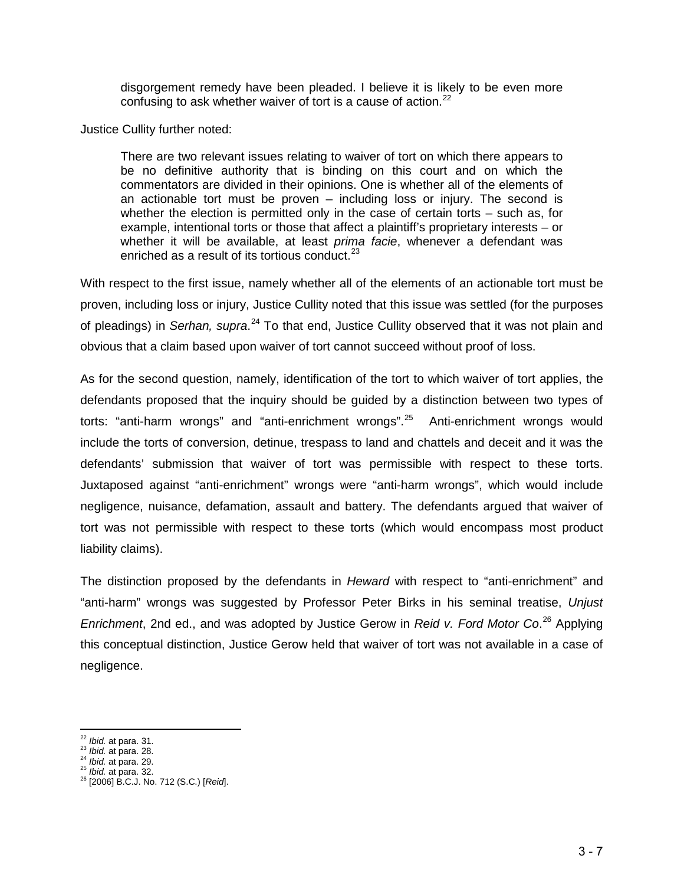> disgorgement remedy have been pleaded. I believe it is likely to be even more confusing to ask whether waiver of tort is a cause of action.[22]

Justice Cullity further noted:

> There are two relevant issues relating to waiver of tort on which there appears to be no definitive authority that is binding on this court and on which the commentators are divided in their opinions. One is whether all of the elements of an actionable tort must be proven – including loss or injury. The second is whether the election is permitted only in the case of certain torts – such as, for example, intentional torts or those that affect a plaintiff's proprietary interests – or whether it will be available, at least *prima facie*, whenever a defendant was enriched as a result of its tortious conduct.[23]

With respect to the first issue, namely whether all of the elements of an actionable tort must be proven, including loss or injury, Justice Cullity noted that this issue was settled (for the purposes of pleadings) in *Serhan, supra*.[24] To that end, Justice Cullity observed that it was not plain and obvious that a claim based upon waiver of tort cannot succeed without proof of loss.

As for the second question, namely, identification of the tort to which waiver of tort applies, the defendants proposed that the inquiry should be guided by a distinction between two types of torts: "anti-harm wrongs" and "anti-enrichment wrongs".[25] Anti-enrichment wrongs would include the torts of conversion, detinue, trespass to land and chattels and deceit and it was the defendants' submission that waiver of tort was permissible with respect to these torts. Juxtaposed against "anti-enrichment" wrongs were "anti-harm wrongs", which would include negligence, nuisance, defamation, assault and battery. The defendants argued that waiver of tort was not permissible with respect to these torts (which would encompass most product liability claims).

The distinction proposed by the defendants in *Heward* with respect to "anti-enrichment" and "anti-harm" wrongs was suggested by Professor Peter Birks in his seminal treatise, *Unjust Enrichment*, 2nd ed., and was adopted by Justice Gerow in *Reid v. Ford Motor Co*.[26] Applying this conceptual distinction, Justice Gerow held that waiver of tort was not available in a case of negligence.

---

[22] *Ibid.* at para. 31.
[23] *Ibid.* at para. 28.
[24] *Ibid.* at para. 29.
[25] *Ibid.* at para. 32.
[26] [2006] B.C.J. No. 712 (S.C.) [*Reid*].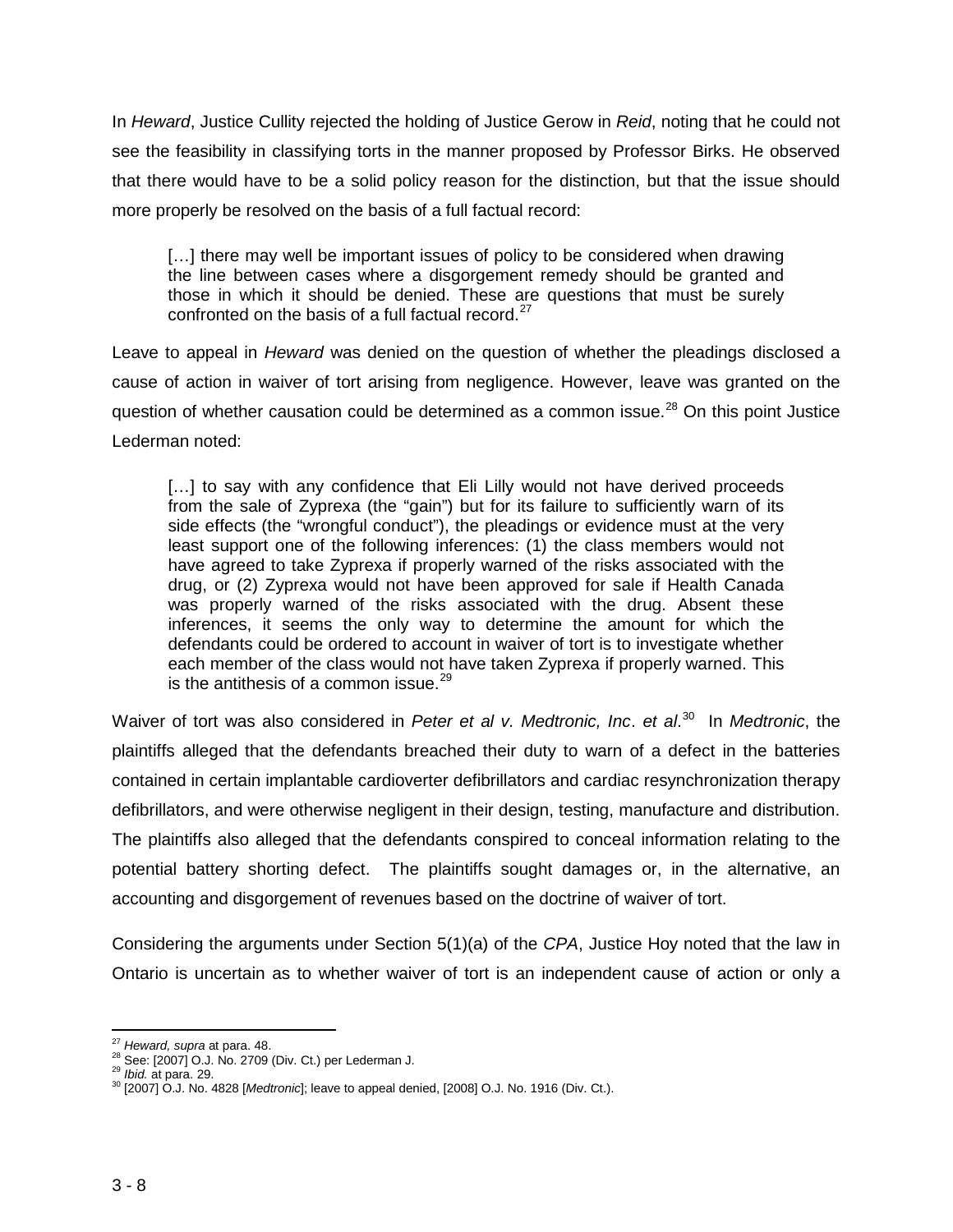In *Heward*, Justice Cullity rejected the holding of Justice Gerow in *Reid*, noting that he could not see the feasibility in classifying torts in the manner proposed by Professor Birks. He observed that there would have to be a solid policy reason for the distinction, but that the issue should more properly be resolved on the basis of a full factual record:

> […] there may well be important issues of policy to be considered when drawing the line between cases where a disgorgement remedy should be granted and those in which it should be denied. These are questions that must be surely confronted on the basis of a full factual record.[27]

Leave to appeal in *Heward* was denied on the question of whether the pleadings disclosed a cause of action in waiver of tort arising from negligence. However, leave was granted on the question of whether causation could be determined as a common issue.[28] On this point Justice Lederman noted:

> […] to say with any confidence that Eli Lilly would not have derived proceeds from the sale of Zyprexa (the "gain") but for its failure to sufficiently warn of its side effects (the "wrongful conduct"), the pleadings or evidence must at the very least support one of the following inferences: (1) the class members would not have agreed to take Zyprexa if properly warned of the risks associated with the drug, or (2) Zyprexa would not have been approved for sale if Health Canada was properly warned of the risks associated with the drug. Absent these inferences, it seems the only way to determine the amount for which the defendants could be ordered to account in waiver of tort is to investigate whether each member of the class would not have taken Zyprexa if properly warned. This is the antithesis of a common issue.[29]

Waiver of tort was also considered in *Peter et al v. Medtronic, Inc. et al*.[30] In *Medtronic*, the plaintiffs alleged that the defendants breached their duty to warn of a defect in the batteries contained in certain implantable cardioverter defibrillators and cardiac resynchronization therapy defibrillators, and were otherwise negligent in their design, testing, manufacture and distribution. The plaintiffs also alleged that the defendants conspired to conceal information relating to the potential battery shorting defect. The plaintiffs sought damages or, in the alternative, an accounting and disgorgement of revenues based on the doctrine of waiver of tort.

Considering the arguments under Section 5(1)(a) of the *CPA*, Justice Hoy noted that the law in Ontario is uncertain as to whether waiver of tort is an independent cause of action or only a

---

[27] *Heward, supra* at para. 48.
[28] See: [2007] O.J. No. 2709 (Div. Ct.) per Lederman J.
[29] *Ibid.* at para. 29.
[30] [2007] O.J. No. 4828 [*Medtronic*]; leave to appeal denied, [2008] O.J. No. 1916 (Div. Ct.).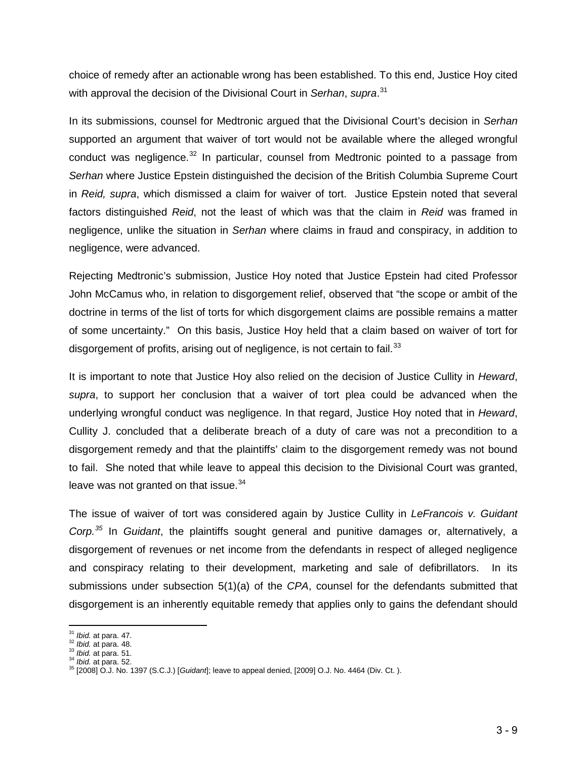choice of remedy after an actionable wrong has been established. To this end, Justice Hoy cited with approval the decision of the Divisional Court in *Serhan*, *supra*.[31]

In its submissions, counsel for Medtronic argued that the Divisional Court's decision in *Serhan* supported an argument that waiver of tort would not be available where the alleged wrongful conduct was negligence.[32] In particular, counsel from Medtronic pointed to a passage from *Serhan* where Justice Epstein distinguished the decision of the British Columbia Supreme Court in *Reid, supra*, which dismissed a claim for waiver of tort. Justice Epstein noted that several factors distinguished *Reid*, not the least of which was that the claim in *Reid* was framed in negligence, unlike the situation in *Serhan* where claims in fraud and conspiracy, in addition to negligence, were advanced.

Rejecting Medtronic's submission, Justice Hoy noted that Justice Epstein had cited Professor John McCamus who, in relation to disgorgement relief, observed that "the scope or ambit of the doctrine in terms of the list of torts for which disgorgement claims are possible remains a matter of some uncertainty." On this basis, Justice Hoy held that a claim based on waiver of tort for disgorgement of profits, arising out of negligence, is not certain to fail.[33]

It is important to note that Justice Hoy also relied on the decision of Justice Cullity in *Heward*, *supra*, to support her conclusion that a waiver of tort plea could be advanced when the underlying wrongful conduct was negligence. In that regard, Justice Hoy noted that in *Heward*, Cullity J. concluded that a deliberate breach of a duty of care was not a precondition to a disgorgement remedy and that the plaintiffs' claim to the disgorgement remedy was not bound to fail. She noted that while leave to appeal this decision to the Divisional Court was granted, leave was not granted on that issue.[34]

The issue of waiver of tort was considered again by Justice Cullity in *LeFrancois v. Guidant Corp.*[35] In *Guidant*, the plaintiffs sought general and punitive damages or, alternatively, a disgorgement of revenues or net income from the defendants in respect of alleged negligence and conspiracy relating to their development, marketing and sale of defibrillators. In its submissions under subsection 5(1)(a) of the *CPA*, counsel for the defendants submitted that disgorgement is an inherently equitable remedy that applies only to gains the defendant should

---

[31] *Ibid.* at para. 47.
[32] *Ibid.* at para. 48.
[33] *Ibid.* at para. 51.
[34] *Ibid.* at para. 52.
[35] [2008] O.J. No. 1397 (S.C.J.) [*Guidant*]; leave to appeal denied, [2009] O.J. No. 4464 (Div. Ct. ).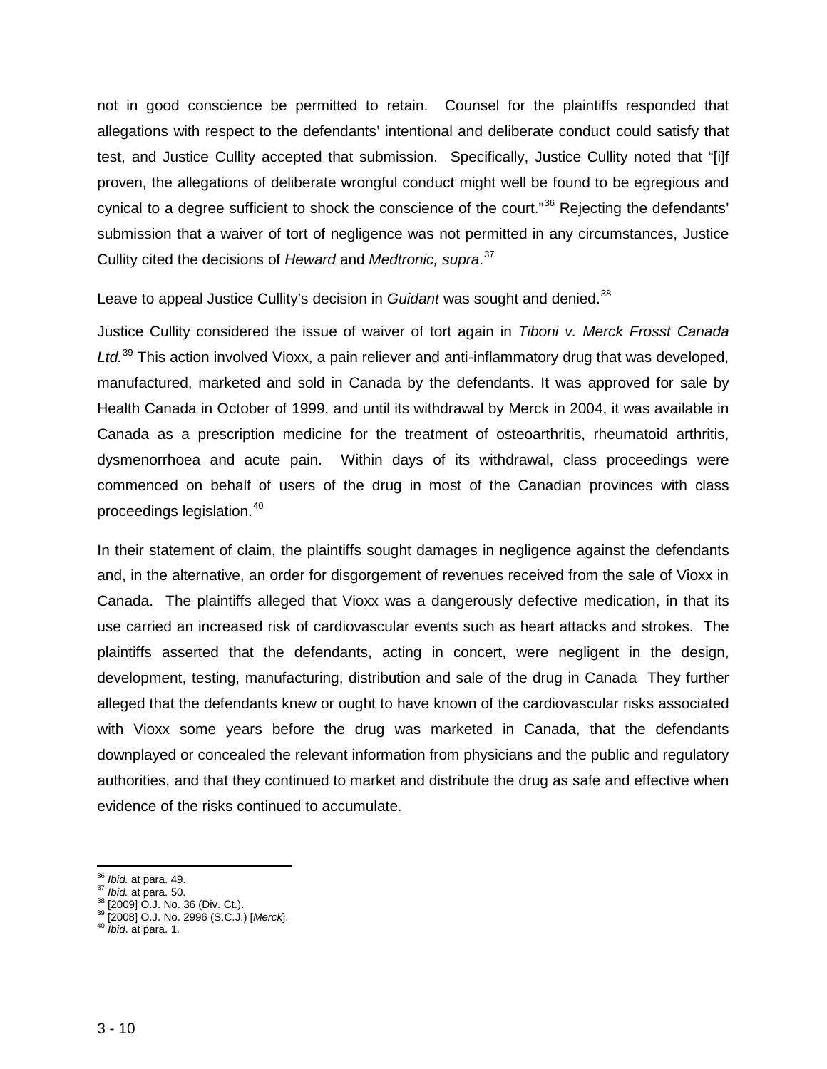not in good conscience be permitted to retain. Counsel for the plaintiffs responded that allegations with respect to the defendants' intentional and deliberate conduct could satisfy that test, and Justice Cullity accepted that submission. Specifically, Justice Cullity noted that "[i]f proven, the allegations of deliberate wrongful conduct might well be found to be egregious and cynical to a degree sufficient to shock the conscience of the court."[36] Rejecting the defendants' submission that a waiver of tort of negligence was not permitted in any circumstances, Justice Cullity cited the decisions of *Heward* and *Medtronic, supra*.[37]

Leave to appeal Justice Cullity's decision in *Guidant* was sought and denied.[38]

Justice Cullity considered the issue of waiver of tort again in *Tiboni v. Merck Frosst Canada Ltd.*[39] This action involved Vioxx, a pain reliever and anti-inflammatory drug that was developed, manufactured, marketed and sold in Canada by the defendants. It was approved for sale by Health Canada in October of 1999, and until its withdrawal by Merck in 2004, it was available in Canada as a prescription medicine for the treatment of osteoarthritis, rheumatoid arthritis, dysmenorrhoea and acute pain. Within days of its withdrawal, class proceedings were commenced on behalf of users of the drug in most of the Canadian provinces with class proceedings legislation.[40]

In their statement of claim, the plaintiffs sought damages in negligence against the defendants and, in the alternative, an order for disgorgement of revenues received from the sale of Vioxx in Canada. The plaintiffs alleged that Vioxx was a dangerously defective medication, in that its use carried an increased risk of cardiovascular events such as heart attacks and strokes. The plaintiffs asserted that the defendants, acting in concert, were negligent in the design, development, testing, manufacturing, distribution and sale of the drug in Canada They further alleged that the defendants knew or ought to have known of the cardiovascular risks associated with Vioxx some years before the drug was marketed in Canada, that the defendants downplayed or concealed the relevant information from physicians and the public and regulatory authorities, and that they continued to market and distribute the drug as safe and effective when evidence of the risks continued to accumulate.

---

[36] *Ibid.* at para. 49.
[37] *Ibid.* at para. 50.
[38] [2009] O.J. No. 36 (Div. Ct.).
[39] [2008] O.J. No. 2996 (S.C.J.) [*Merck*].
[40] *Ibid*. at para. 1.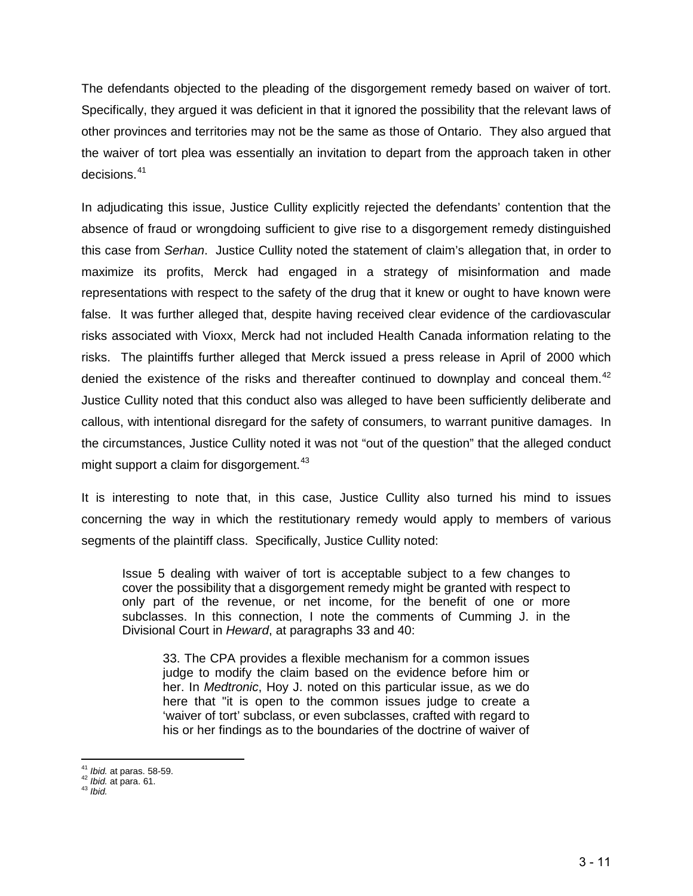The defendants objected to the pleading of the disgorgement remedy based on waiver of tort. Specifically, they argued it was deficient in that it ignored the possibility that the relevant laws of other provinces and territories may not be the same as those of Ontario. They also argued that the waiver of tort plea was essentially an invitation to depart from the approach taken in other decisions.[41]

In adjudicating this issue, Justice Cullity explicitly rejected the defendants' contention that the absence of fraud or wrongdoing sufficient to give rise to a disgorgement remedy distinguished this case from *Serhan*. Justice Cullity noted the statement of claim's allegation that, in order to maximize its profits, Merck had engaged in a strategy of misinformation and made representations with respect to the safety of the drug that it knew or ought to have known were false. It was further alleged that, despite having received clear evidence of the cardiovascular risks associated with Vioxx, Merck had not included Health Canada information relating to the risks. The plaintiffs further alleged that Merck issued a press release in April of 2000 which denied the existence of the risks and thereafter continued to downplay and conceal them.[42] Justice Cullity noted that this conduct also was alleged to have been sufficiently deliberate and callous, with intentional disregard for the safety of consumers, to warrant punitive damages. In the circumstances, Justice Cullity noted it was not "out of the question" that the alleged conduct might support a claim for disgorgement.[43]

It is interesting to note that, in this case, Justice Cullity also turned his mind to issues concerning the way in which the restitutionary remedy would apply to members of various segments of the plaintiff class. Specifically, Justice Cullity noted:

> Issue 5 dealing with waiver of tort is acceptable subject to a few changes to cover the possibility that a disgorgement remedy might be granted with respect to only part of the revenue, or net income, for the benefit of one or more subclasses. In this connection, I note the comments of Cumming J. in the Divisional Court in *Heward*, at paragraphs 33 and 40:
>
> > 33. The CPA provides a flexible mechanism for a common issues judge to modify the claim based on the evidence before him or her. In *Medtronic*, Hoy J. noted on this particular issue, as we do here that "it is open to the common issues judge to create a 'waiver of tort' subclass, or even subclasses, crafted with regard to his or her findings as to the boundaries of the doctrine of waiver of

---

[41] *Ibid.* at paras. 58-59.
[42] *Ibid.* at para. 61.
[43] *Ibid.*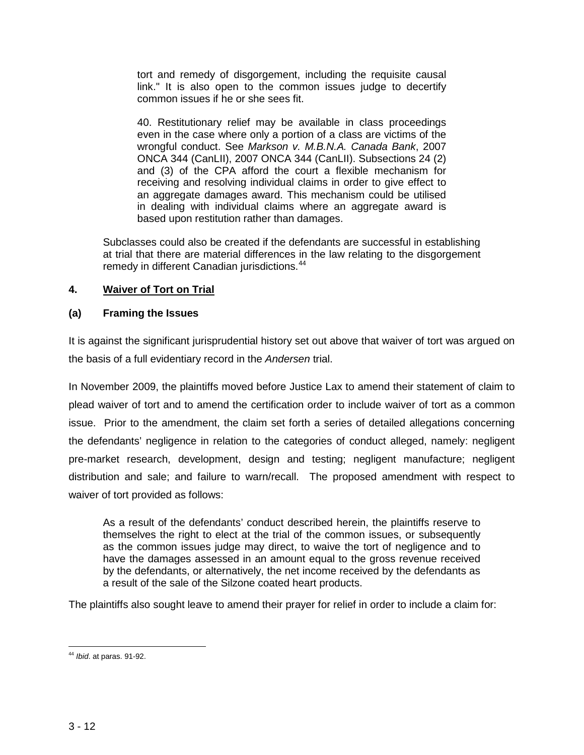> tort and remedy of disgorgement, including the requisite causal link." It is also open to the common issues judge to decertify common issues if he or she sees fit.
>
> 40. Restitutionary relief may be available in class proceedings even in the case where only a portion of a class are victims of the wrongful conduct. See *Markson v. M.B.N.A. Canada Bank*, 2007 ONCA 344 (CanLII), 2007 ONCA 344 (CanLII). Subsections 24 (2) and (3) of the CPA afford the court a flexible mechanism for receiving and resolving individual claims in order to give effect to an aggregate damages award. This mechanism could be utilised in dealing with individual claims where an aggregate award is based upon restitution rather than damages.
>
> Subclasses could also be created if the defendants are successful in establishing at trial that there are material differences in the law relating to the disgorgement remedy in different Canadian jurisdictions.[44]

### 4. Waiver of Tort on Trial

#### (a) Framing the Issues

It is against the significant jurisprudential history set out above that waiver of tort was argued on the basis of a full evidentiary record in the *Andersen* trial.

In November 2009, the plaintiffs moved before Justice Lax to amend their statement of claim to plead waiver of tort and to amend the certification order to include waiver of tort as a common issue. Prior to the amendment, the claim set forth a series of detailed allegations concerning the defendants' negligence in relation to the categories of conduct alleged, namely: negligent pre-market research, development, design and testing; negligent manufacture; negligent distribution and sale; and failure to warn/recall. The proposed amendment with respect to waiver of tort provided as follows:

> As a result of the defendants' conduct described herein, the plaintiffs reserve to themselves the right to elect at the trial of the common issues, or subsequently as the common issues judge may direct, to waive the tort of negligence and to have the damages assessed in an amount equal to the gross revenue received by the defendants, or alternatively, the net income received by the defendants as a result of the sale of the Silzone coated heart products.

The plaintiffs also sought leave to amend their prayer for relief in order to include a claim for:

---

[44] *Ibid*. at paras. 91-92.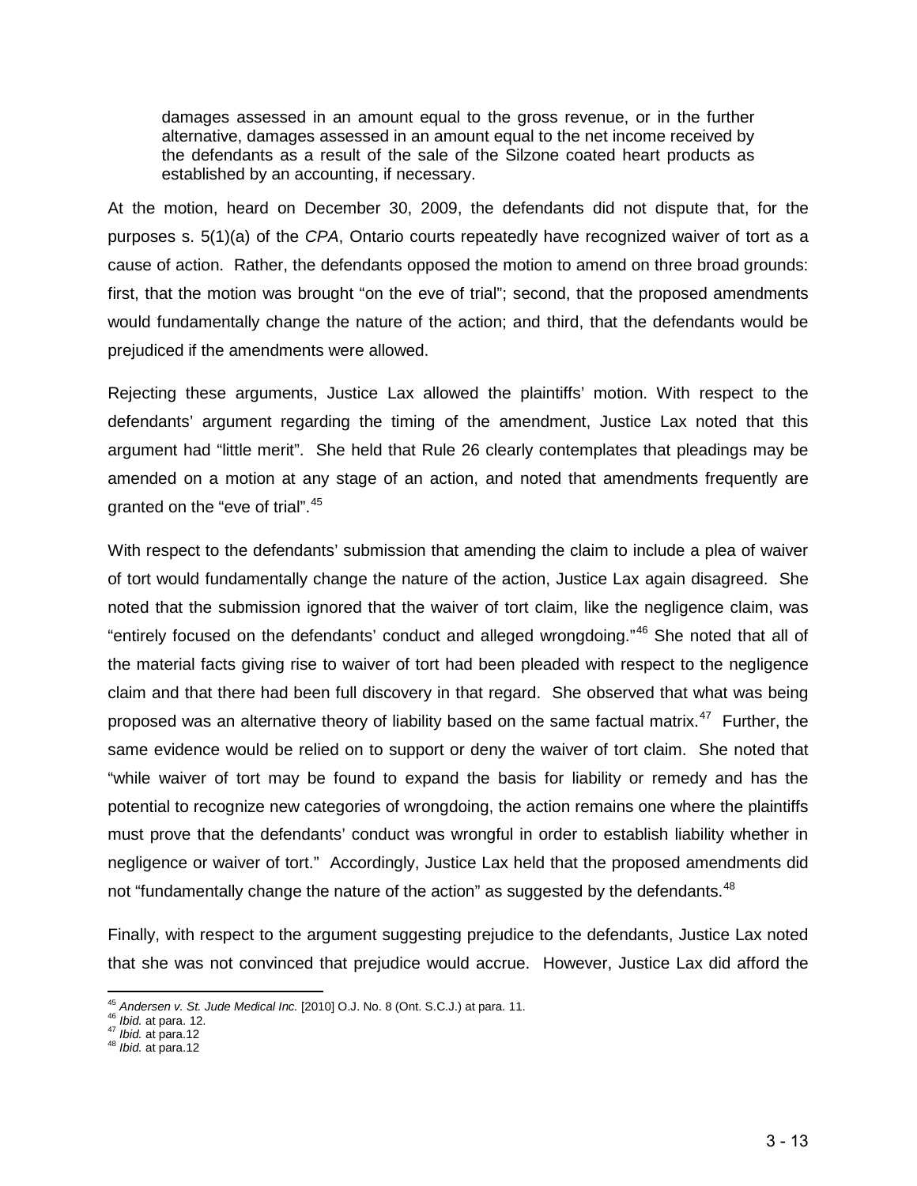> damages assessed in an amount equal to the gross revenue, or in the further alternative, damages assessed in an amount equal to the net income received by the defendants as a result of the sale of the Silzone coated heart products as established by an accounting, if necessary.

At the motion, heard on December 30, 2009, the defendants did not dispute that, for the purposes s. 5(1)(a) of the *CPA*, Ontario courts repeatedly have recognized waiver of tort as a cause of action. Rather, the defendants opposed the motion to amend on three broad grounds: first, that the motion was brought "on the eve of trial"; second, that the proposed amendments would fundamentally change the nature of the action; and third, that the defendants would be prejudiced if the amendments were allowed.

Rejecting these arguments, Justice Lax allowed the plaintiffs' motion. With respect to the defendants' argument regarding the timing of the amendment, Justice Lax noted that this argument had "little merit". She held that Rule 26 clearly contemplates that pleadings may be amended on a motion at any stage of an action, and noted that amendments frequently are granted on the "eve of trial".[45]

With respect to the defendants' submission that amending the claim to include a plea of waiver of tort would fundamentally change the nature of the action, Justice Lax again disagreed. She noted that the submission ignored that the waiver of tort claim, like the negligence claim, was "entirely focused on the defendants' conduct and alleged wrongdoing."[46] She noted that all of the material facts giving rise to waiver of tort had been pleaded with respect to the negligence claim and that there had been full discovery in that regard. She observed that what was being proposed was an alternative theory of liability based on the same factual matrix.[47] Further, the same evidence would be relied on to support or deny the waiver of tort claim. She noted that "while waiver of tort may be found to expand the basis for liability or remedy and has the potential to recognize new categories of wrongdoing, the action remains one where the plaintiffs must prove that the defendants' conduct was wrongful in order to establish liability whether in negligence or waiver of tort." Accordingly, Justice Lax held that the proposed amendments did not "fundamentally change the nature of the action" as suggested by the defendants.[48]

Finally, with respect to the argument suggesting prejudice to the defendants, Justice Lax noted that she was not convinced that prejudice would accrue. However, Justice Lax did afford the

---

[45] *Andersen v. St. Jude Medical Inc.* [2010] O.J. No. 8 (Ont. S.C.J.) at para. 11.
[46] *Ibid.* at para. 12.
[47] *Ibid.* at para.12
[48] *Ibid.* at para.12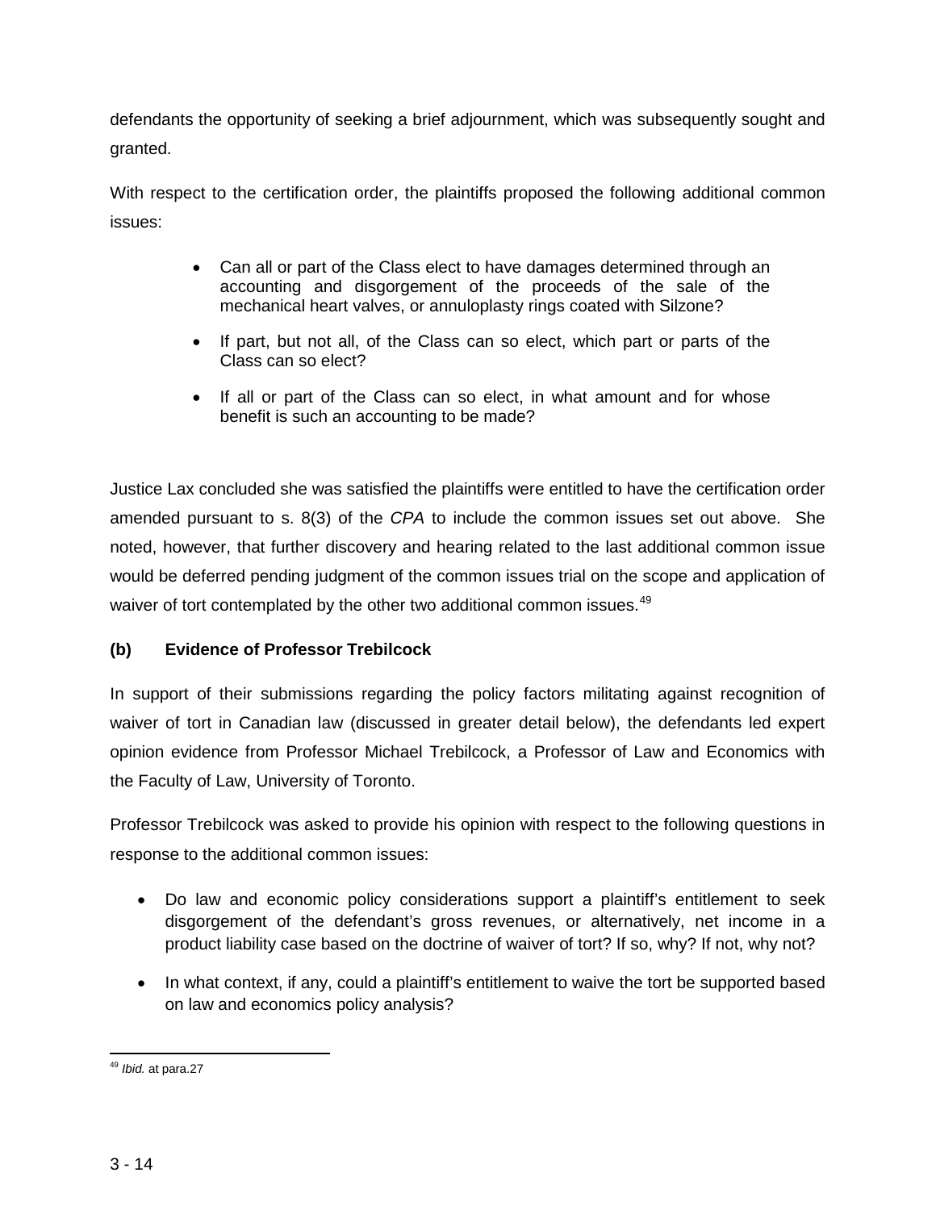defendants the opportunity of seeking a brief adjournment, which was subsequently sought and granted.

With respect to the certification order, the plaintiffs proposed the following additional common issues:

- Can all or part of the Class elect to have damages determined through an accounting and disgorgement of the proceeds of the sale of the mechanical heart valves, or annuloplasty rings coated with Silzone?
- If part, but not all, of the Class can so elect, which part or parts of the Class can so elect?
- If all or part of the Class can so elect, in what amount and for whose benefit is such an accounting to be made?

Justice Lax concluded she was satisfied the plaintiffs were entitled to have the certification order amended pursuant to s. 8(3) of the *CPA* to include the common issues set out above. She noted, however, that further discovery and hearing related to the last additional common issue would be deferred pending judgment of the common issues trial on the scope and application of waiver of tort contemplated by the other two additional common issues.[49]

**(b) Evidence of Professor Trebilcock**

In support of their submissions regarding the policy factors militating against recognition of waiver of tort in Canadian law (discussed in greater detail below), the defendants led expert opinion evidence from Professor Michael Trebilcock, a Professor of Law and Economics with the Faculty of Law, University of Toronto.

Professor Trebilcock was asked to provide his opinion with respect to the following questions in response to the additional common issues:

- Do law and economic policy considerations support a plaintiff's entitlement to seek disgorgement of the defendant's gross revenues, or alternatively, net income in a product liability case based on the doctrine of waiver of tort? If so, why? If not, why not?
- In what context, if any, could a plaintiff's entitlement to waive the tort be supported based on law and economics policy analysis?

[49] *Ibid.* at para.27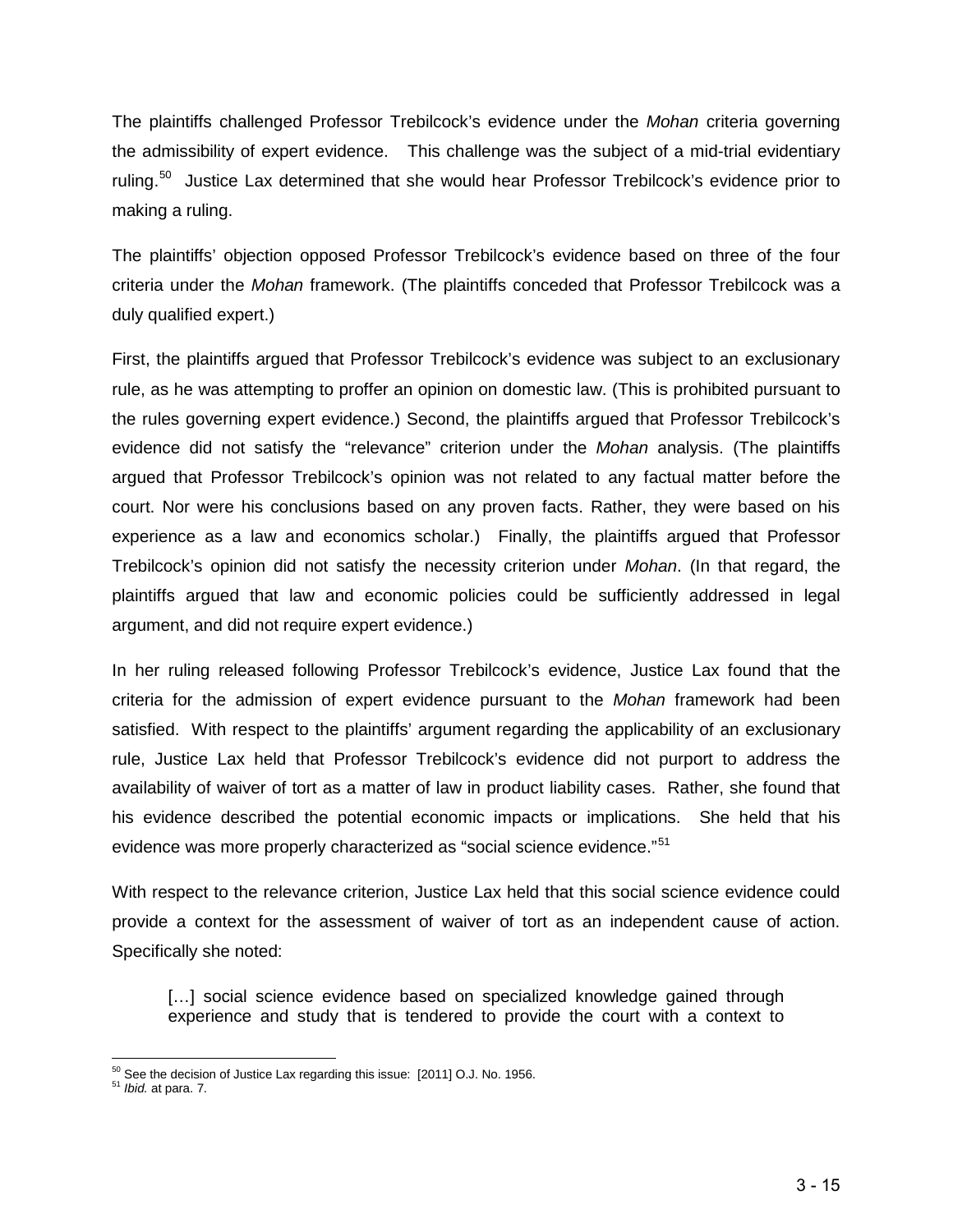The plaintiffs challenged Professor Trebilcock's evidence under the *Mohan* criteria governing the admissibility of expert evidence. This challenge was the subject of a mid-trial evidentiary ruling.[50] Justice Lax determined that she would hear Professor Trebilcock's evidence prior to making a ruling.

The plaintiffs' objection opposed Professor Trebilcock's evidence based on three of the four criteria under the *Mohan* framework. (The plaintiffs conceded that Professor Trebilcock was a duly qualified expert.)

First, the plaintiffs argued that Professor Trebilcock's evidence was subject to an exclusionary rule, as he was attempting to proffer an opinion on domestic law. (This is prohibited pursuant to the rules governing expert evidence.) Second, the plaintiffs argued that Professor Trebilcock's evidence did not satisfy the "relevance" criterion under the *Mohan* analysis. (The plaintiffs argued that Professor Trebilcock's opinion was not related to any factual matter before the court. Nor were his conclusions based on any proven facts. Rather, they were based on his experience as a law and economics scholar.) Finally, the plaintiffs argued that Professor Trebilcock's opinion did not satisfy the necessity criterion under *Mohan*. (In that regard, the plaintiffs argued that law and economic policies could be sufficiently addressed in legal argument, and did not require expert evidence.)

In her ruling released following Professor Trebilcock's evidence, Justice Lax found that the criteria for the admission of expert evidence pursuant to the *Mohan* framework had been satisfied. With respect to the plaintiffs' argument regarding the applicability of an exclusionary rule, Justice Lax held that Professor Trebilcock's evidence did not purport to address the availability of waiver of tort as a matter of law in product liability cases. Rather, she found that his evidence described the potential economic impacts or implications. She held that his evidence was more properly characterized as "social science evidence."[51]

With respect to the relevance criterion, Justice Lax held that this social science evidence could provide a context for the assessment of waiver of tort as an independent cause of action. Specifically she noted:

> […] social science evidence based on specialized knowledge gained through experience and study that is tendered to provide the court with a context to

---

[50] See the decision of Justice Lax regarding this issue: [2011] O.J. No. 1956.

[51] *Ibid.* at para. 7.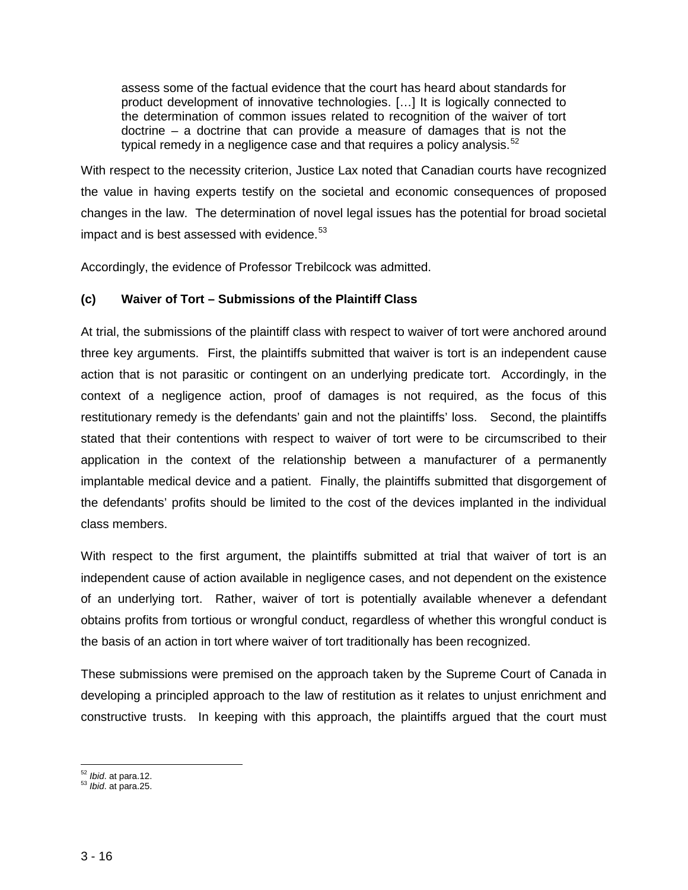> assess some of the factual evidence that the court has heard about standards for product development of innovative technologies. […] It is logically connected to the determination of common issues related to recognition of the waiver of tort doctrine – a doctrine that can provide a measure of damages that is not the typical remedy in a negligence case and that requires a policy analysis.[52]

With respect to the necessity criterion, Justice Lax noted that Canadian courts have recognized the value in having experts testify on the societal and economic consequences of proposed changes in the law. The determination of novel legal issues has the potential for broad societal impact and is best assessed with evidence.[53]

Accordingly, the evidence of Professor Trebilcock was admitted.

### (c) Waiver of Tort – Submissions of the Plaintiff Class

At trial, the submissions of the plaintiff class with respect to waiver of tort were anchored around three key arguments. First, the plaintiffs submitted that waiver is tort is an independent cause action that is not parasitic or contingent on an underlying predicate tort. Accordingly, in the context of a negligence action, proof of damages is not required, as the focus of this restitutionary remedy is the defendants' gain and not the plaintiffs' loss. Second, the plaintiffs stated that their contentions with respect to waiver of tort were to be circumscribed to their application in the context of the relationship between a manufacturer of a permanently implantable medical device and a patient. Finally, the plaintiffs submitted that disgorgement of the defendants' profits should be limited to the cost of the devices implanted in the individual class members.

With respect to the first argument, the plaintiffs submitted at trial that waiver of tort is an independent cause of action available in negligence cases, and not dependent on the existence of an underlying tort. Rather, waiver of tort is potentially available whenever a defendant obtains profits from tortious or wrongful conduct, regardless of whether this wrongful conduct is the basis of an action in tort where waiver of tort traditionally has been recognized.

These submissions were premised on the approach taken by the Supreme Court of Canada in developing a principled approach to the law of restitution as it relates to unjust enrichment and constructive trusts. In keeping with this approach, the plaintiffs argued that the court must

---

[52] *Ibid*. at para.12.
[53] *Ibid*. at para.25.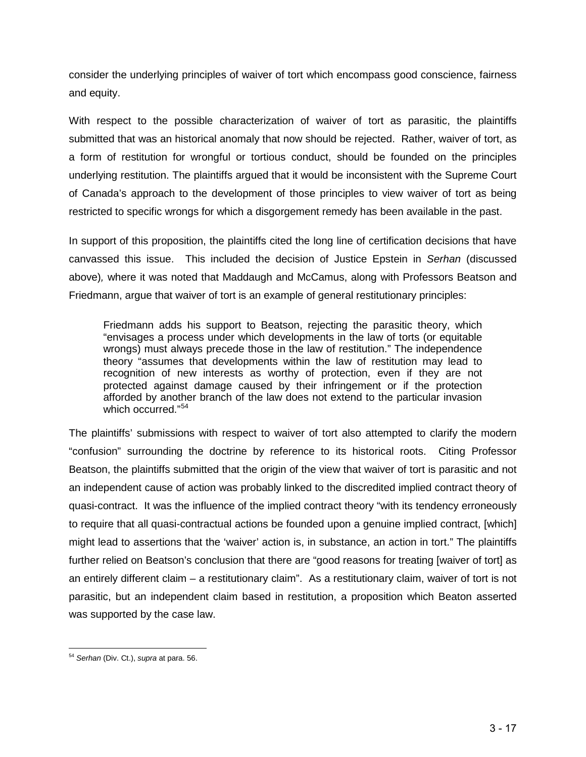consider the underlying principles of waiver of tort which encompass good conscience, fairness and equity.

With respect to the possible characterization of waiver of tort as parasitic, the plaintiffs submitted that was an historical anomaly that now should be rejected. Rather, waiver of tort, as a form of restitution for wrongful or tortious conduct, should be founded on the principles underlying restitution. The plaintiffs argued that it would be inconsistent with the Supreme Court of Canada's approach to the development of those principles to view waiver of tort as being restricted to specific wrongs for which a disgorgement remedy has been available in the past.

In support of this proposition, the plaintiffs cited the long line of certification decisions that have canvassed this issue. This included the decision of Justice Epstein in *Serhan* (discussed above)*,* where it was noted that Maddaugh and McCamus, along with Professors Beatson and Friedmann, argue that waiver of tort is an example of general restitutionary principles:

> Friedmann adds his support to Beatson, rejecting the parasitic theory, which "envisages a process under which developments in the law of torts (or equitable wrongs) must always precede those in the law of restitution." The independence theory "assumes that developments within the law of restitution may lead to recognition of new interests as worthy of protection, even if they are not protected against damage caused by their infringement or if the protection afforded by another branch of the law does not extend to the particular invasion which occurred."[54]

The plaintiffs' submissions with respect to waiver of tort also attempted to clarify the modern "confusion" surrounding the doctrine by reference to its historical roots. Citing Professor Beatson, the plaintiffs submitted that the origin of the view that waiver of tort is parasitic and not an independent cause of action was probably linked to the discredited implied contract theory of quasi-contract. It was the influence of the implied contract theory "with its tendency erroneously to require that all quasi-contractual actions be founded upon a genuine implied contract, [which] might lead to assertions that the 'waiver' action is, in substance, an action in tort." The plaintiffs further relied on Beatson's conclusion that there are "good reasons for treating [waiver of tort] as an entirely different claim – a restitutionary claim". As a restitutionary claim, waiver of tort is not parasitic, but an independent claim based in restitution, a proposition which Beaton asserted was supported by the case law.

---

[54] *Serhan* (Div. Ct.), *supra* at para. 56.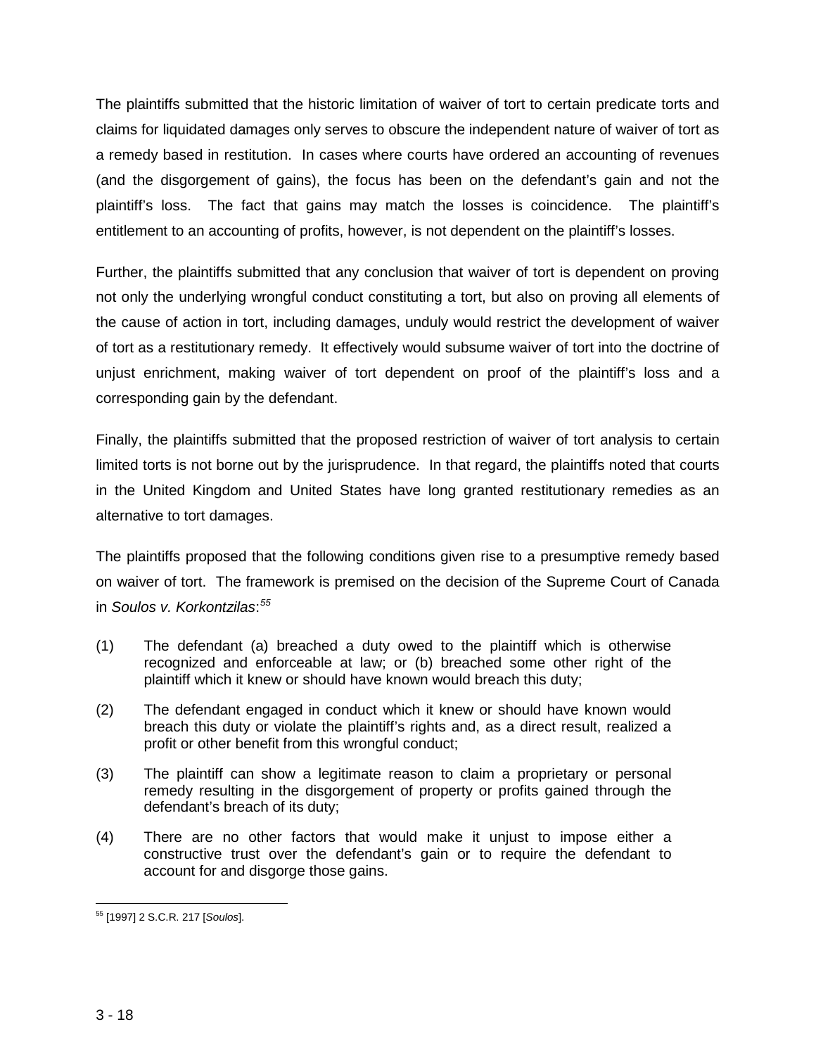The plaintiffs submitted that the historic limitation of waiver of tort to certain predicate torts and claims for liquidated damages only serves to obscure the independent nature of waiver of tort as a remedy based in restitution. In cases where courts have ordered an accounting of revenues (and the disgorgement of gains), the focus has been on the defendant's gain and not the plaintiff's loss. The fact that gains may match the losses is coincidence. The plaintiff's entitlement to an accounting of profits, however, is not dependent on the plaintiff's losses.

Further, the plaintiffs submitted that any conclusion that waiver of tort is dependent on proving not only the underlying wrongful conduct constituting a tort, but also on proving all elements of the cause of action in tort, including damages, unduly would restrict the development of waiver of tort as a restitutionary remedy. It effectively would subsume waiver of tort into the doctrine of unjust enrichment, making waiver of tort dependent on proof of the plaintiff's loss and a corresponding gain by the defendant.

Finally, the plaintiffs submitted that the proposed restriction of waiver of tort analysis to certain limited torts is not borne out by the jurisprudence. In that regard, the plaintiffs noted that courts in the United Kingdom and United States have long granted restitutionary remedies as an alternative to tort damages.

The plaintiffs proposed that the following conditions given rise to a presumptive remedy based on waiver of tort. The framework is premised on the decision of the Supreme Court of Canada in *Soulos v. Korkontzilas*:[55]

(1) The defendant (a) breached a duty owed to the plaintiff which is otherwise recognized and enforceable at law; or (b) breached some other right of the plaintiff which it knew or should have known would breach this duty;

(2) The defendant engaged in conduct which it knew or should have known would breach this duty or violate the plaintiff's rights and, as a direct result, realized a profit or other benefit from this wrongful conduct;

(3) The plaintiff can show a legitimate reason to claim a proprietary or personal remedy resulting in the disgorgement of property or profits gained through the defendant's breach of its duty;

(4) There are no other factors that would make it unjust to impose either a constructive trust over the defendant's gain or to require the defendant to account for and disgorge those gains.

---

[55] [1997] 2 S.C.R. 217 [*Soulos*].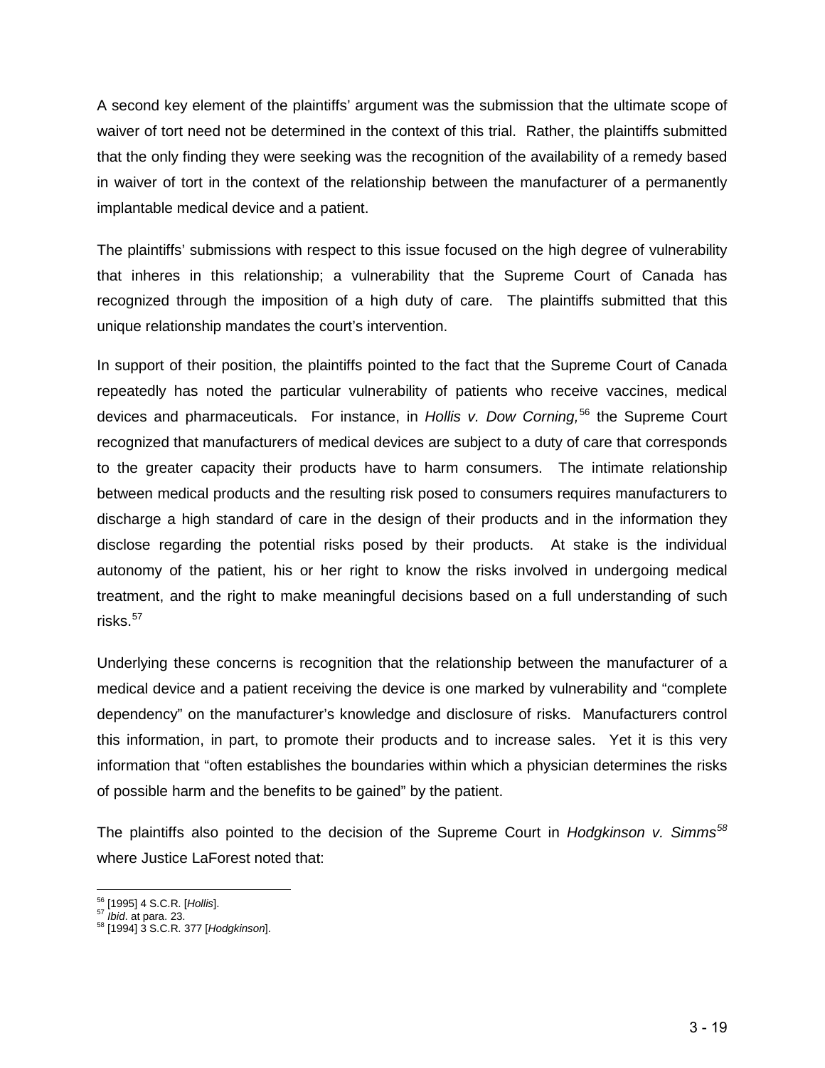A second key element of the plaintiffs' argument was the submission that the ultimate scope of waiver of tort need not be determined in the context of this trial. Rather, the plaintiffs submitted that the only finding they were seeking was the recognition of the availability of a remedy based in waiver of tort in the context of the relationship between the manufacturer of a permanently implantable medical device and a patient.

The plaintiffs' submissions with respect to this issue focused on the high degree of vulnerability that inheres in this relationship; a vulnerability that the Supreme Court of Canada has recognized through the imposition of a high duty of care. The plaintiffs submitted that this unique relationship mandates the court's intervention.

In support of their position, the plaintiffs pointed to the fact that the Supreme Court of Canada repeatedly has noted the particular vulnerability of patients who receive vaccines, medical devices and pharmaceuticals. For instance, in *Hollis v. Dow Corning,*[56] the Supreme Court recognized that manufacturers of medical devices are subject to a duty of care that corresponds to the greater capacity their products have to harm consumers. The intimate relationship between medical products and the resulting risk posed to consumers requires manufacturers to discharge a high standard of care in the design of their products and in the information they disclose regarding the potential risks posed by their products. At stake is the individual autonomy of the patient, his or her right to know the risks involved in undergoing medical treatment, and the right to make meaningful decisions based on a full understanding of such risks.[57]

Underlying these concerns is recognition that the relationship between the manufacturer of a medical device and a patient receiving the device is one marked by vulnerability and "complete dependency" on the manufacturer's knowledge and disclosure of risks. Manufacturers control this information, in part, to promote their products and to increase sales. Yet it is this very information that "often establishes the boundaries within which a physician determines the risks of possible harm and the benefits to be gained" by the patient.

The plaintiffs also pointed to the decision of the Supreme Court in *Hodgkinson v. Simms*[58] where Justice LaForest noted that:

---

[56] [1995] 4 S.C.R. [*Hollis*].
[57] *Ibid*. at para. 23.
[58] [1994] 3 S.C.R. 377 [*Hodgkinson*].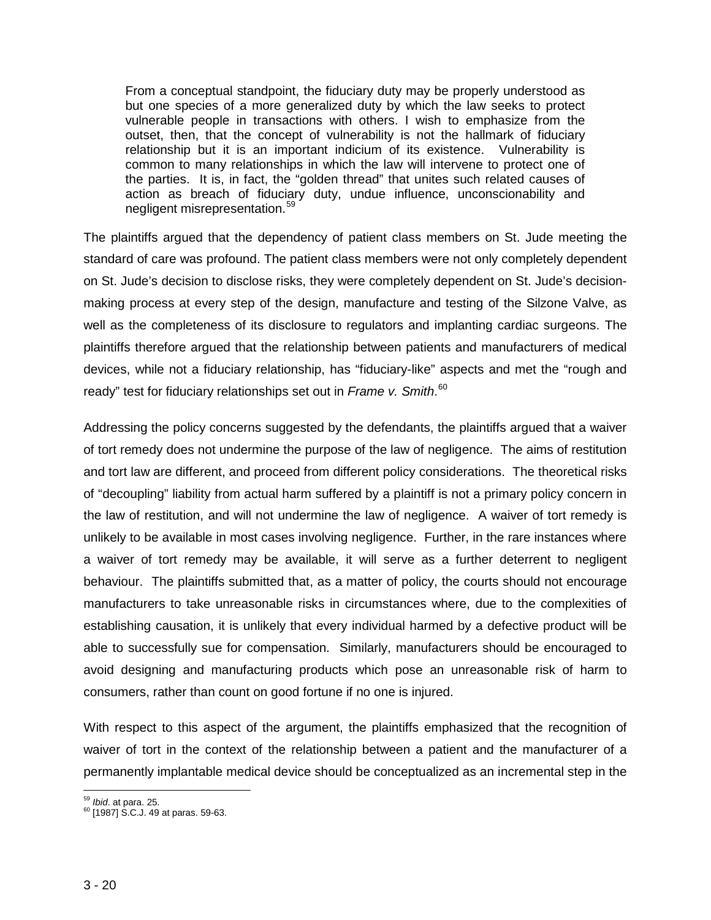> From a conceptual standpoint, the fiduciary duty may be properly understood as but one species of a more generalized duty by which the law seeks to protect vulnerable people in transactions with others. I wish to emphasize from the outset, then, that the concept of vulnerability is not the hallmark of fiduciary relationship but it is an important indicium of its existence. Vulnerability is common to many relationships in which the law will intervene to protect one of the parties. It is, in fact, the "golden thread" that unites such related causes of action as breach of fiduciary duty, undue influence, unconscionability and negligent misrepresentation.[59]

The plaintiffs argued that the dependency of patient class members on St. Jude meeting the standard of care was profound. The patient class members were not only completely dependent on St. Jude's decision to disclose risks, they were completely dependent on St. Jude's decision-making process at every step of the design, manufacture and testing of the Silzone Valve, as well as the completeness of its disclosure to regulators and implanting cardiac surgeons. The plaintiffs therefore argued that the relationship between patients and manufacturers of medical devices, while not a fiduciary relationship, has "fiduciary-like" aspects and met the "rough and ready" test for fiduciary relationships set out in *Frame v. Smith*.[60]

Addressing the policy concerns suggested by the defendants, the plaintiffs argued that a waiver of tort remedy does not undermine the purpose of the law of negligence. The aims of restitution and tort law are different, and proceed from different policy considerations. The theoretical risks of "decoupling" liability from actual harm suffered by a plaintiff is not a primary policy concern in the law of restitution, and will not undermine the law of negligence. A waiver of tort remedy is unlikely to be available in most cases involving negligence. Further, in the rare instances where a waiver of tort remedy may be available, it will serve as a further deterrent to negligent behaviour. The plaintiffs submitted that, as a matter of policy, the courts should not encourage manufacturers to take unreasonable risks in circumstances where, due to the complexities of establishing causation, it is unlikely that every individual harmed by a defective product will be able to successfully sue for compensation. Similarly, manufacturers should be encouraged to avoid designing and manufacturing products which pose an unreasonable risk of harm to consumers, rather than count on good fortune if no one is injured.

With respect to this aspect of the argument, the plaintiffs emphasized that the recognition of waiver of tort in the context of the relationship between a patient and the manufacturer of a permanently implantable medical device should be conceptualized as an incremental step in the

---

[59] *Ibid*. at para. 25.

[60] [1987] S.C.J. 49 at paras. 59-63.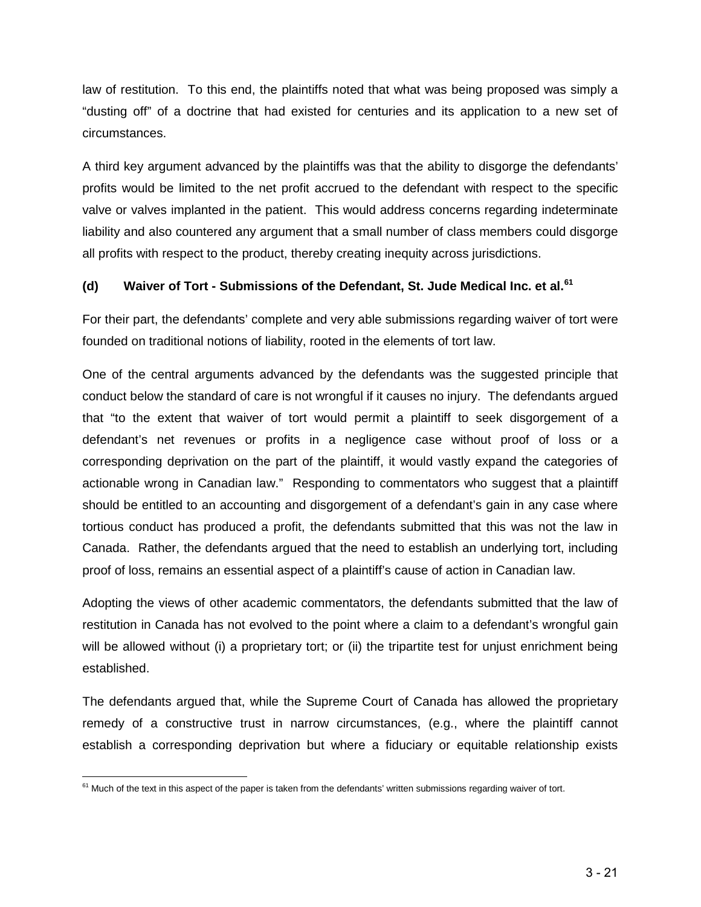law of restitution. To this end, the plaintiffs noted that what was being proposed was simply a "dusting off" of a doctrine that had existed for centuries and its application to a new set of circumstances.

A third key argument advanced by the plaintiffs was that the ability to disgorge the defendants' profits would be limited to the net profit accrued to the defendant with respect to the specific valve or valves implanted in the patient. This would address concerns regarding indeterminate liability and also countered any argument that a small number of class members could disgorge all profits with respect to the product, thereby creating inequity across jurisdictions.

### (d) Waiver of Tort - Submissions of the Defendant, St. Jude Medical Inc. et al.[61]

For their part, the defendants' complete and very able submissions regarding waiver of tort were founded on traditional notions of liability, rooted in the elements of tort law.

One of the central arguments advanced by the defendants was the suggested principle that conduct below the standard of care is not wrongful if it causes no injury. The defendants argued that "to the extent that waiver of tort would permit a plaintiff to seek disgorgement of a defendant's net revenues or profits in a negligence case without proof of loss or a corresponding deprivation on the part of the plaintiff, it would vastly expand the categories of actionable wrong in Canadian law." Responding to commentators who suggest that a plaintiff should be entitled to an accounting and disgorgement of a defendant's gain in any case where tortious conduct has produced a profit, the defendants submitted that this was not the law in Canada. Rather, the defendants argued that the need to establish an underlying tort, including proof of loss, remains an essential aspect of a plaintiff's cause of action in Canadian law.

Adopting the views of other academic commentators, the defendants submitted that the law of restitution in Canada has not evolved to the point where a claim to a defendant's wrongful gain will be allowed without (i) a proprietary tort; or (ii) the tripartite test for unjust enrichment being established.

The defendants argued that, while the Supreme Court of Canada has allowed the proprietary remedy of a constructive trust in narrow circumstances, (e.g., where the plaintiff cannot establish a corresponding deprivation but where a fiduciary or equitable relationship exists

[61] Much of the text in this aspect of the paper is taken from the defendants' written submissions regarding waiver of tort.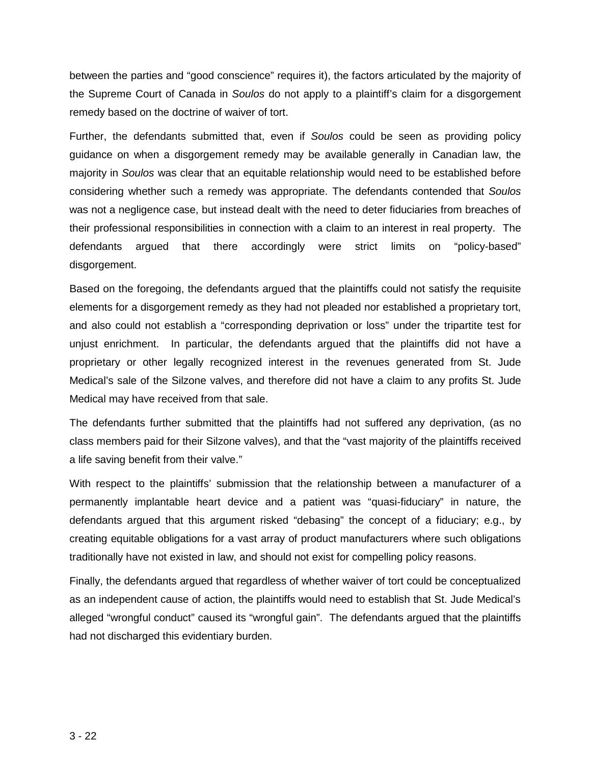between the parties and "good conscience" requires it), the factors articulated by the majority of the Supreme Court of Canada in *Soulos* do not apply to a plaintiff's claim for a disgorgement remedy based on the doctrine of waiver of tort.

Further, the defendants submitted that, even if *Soulos* could be seen as providing policy guidance on when a disgorgement remedy may be available generally in Canadian law, the majority in *Soulos* was clear that an equitable relationship would need to be established before considering whether such a remedy was appropriate. The defendants contended that *Soulos* was not a negligence case, but instead dealt with the need to deter fiduciaries from breaches of their professional responsibilities in connection with a claim to an interest in real property. The defendants argued that there accordingly were strict limits on "policy-based" disgorgement.

Based on the foregoing, the defendants argued that the plaintiffs could not satisfy the requisite elements for a disgorgement remedy as they had not pleaded nor established a proprietary tort, and also could not establish a "corresponding deprivation or loss" under the tripartite test for unjust enrichment. In particular, the defendants argued that the plaintiffs did not have a proprietary or other legally recognized interest in the revenues generated from St. Jude Medical's sale of the Silzone valves, and therefore did not have a claim to any profits St. Jude Medical may have received from that sale.

The defendants further submitted that the plaintiffs had not suffered any deprivation, (as no class members paid for their Silzone valves), and that the "vast majority of the plaintiffs received a life saving benefit from their valve."

With respect to the plaintiffs' submission that the relationship between a manufacturer of a permanently implantable heart device and a patient was "quasi-fiduciary" in nature, the defendants argued that this argument risked "debasing" the concept of a fiduciary; e.g., by creating equitable obligations for a vast array of product manufacturers where such obligations traditionally have not existed in law, and should not exist for compelling policy reasons.

Finally, the defendants argued that regardless of whether waiver of tort could be conceptualized as an independent cause of action, the plaintiffs would need to establish that St. Jude Medical's alleged "wrongful conduct" caused its "wrongful gain". The defendants argued that the plaintiffs had not discharged this evidentiary burden.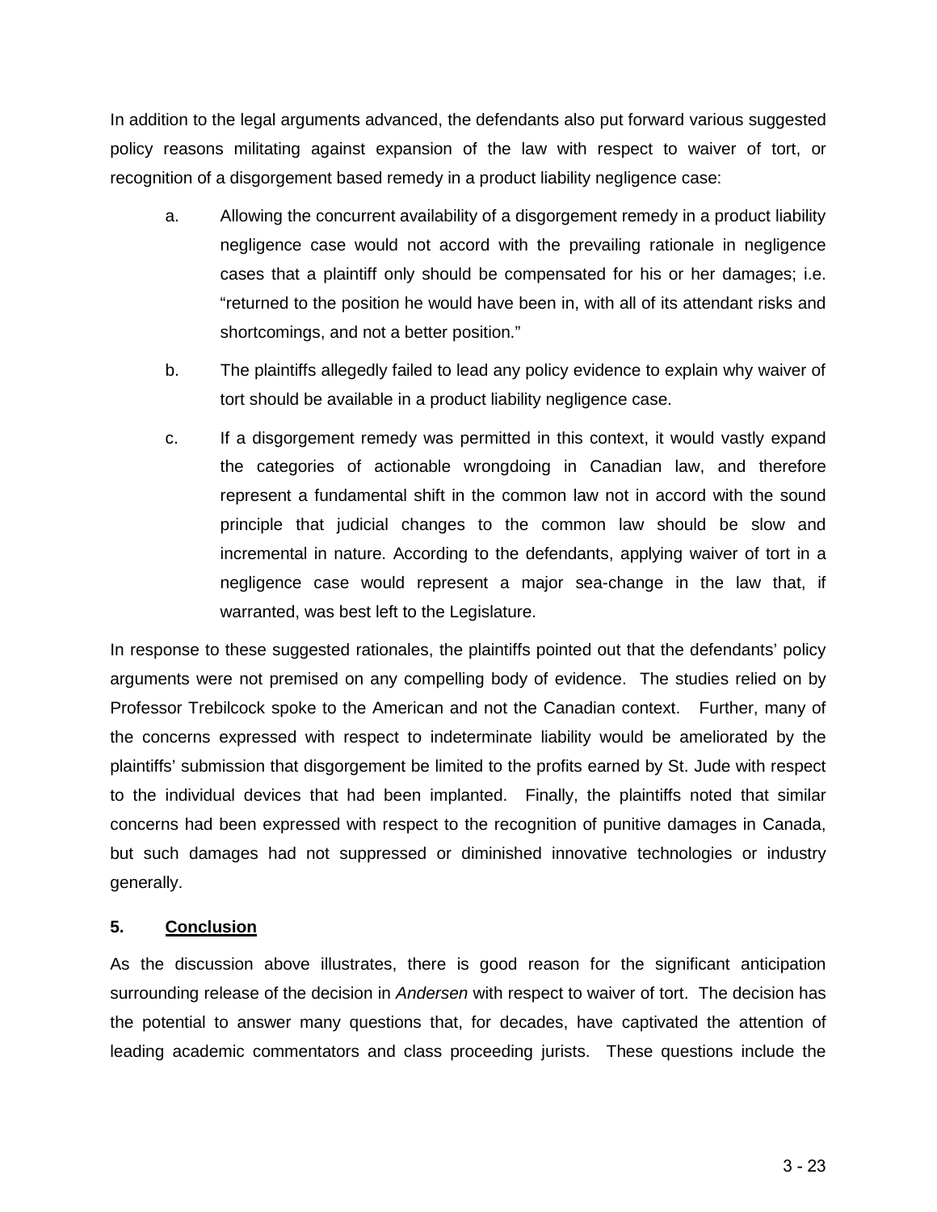In addition to the legal arguments advanced, the defendants also put forward various suggested policy reasons militating against expansion of the law with respect to waiver of tort, or recognition of a disgorgement based remedy in a product liability negligence case:

a. Allowing the concurrent availability of a disgorgement remedy in a product liability negligence case would not accord with the prevailing rationale in negligence cases that a plaintiff only should be compensated for his or her damages; i.e. "returned to the position he would have been in, with all of its attendant risks and shortcomings, and not a better position."

b. The plaintiffs allegedly failed to lead any policy evidence to explain why waiver of tort should be available in a product liability negligence case.

c. If a disgorgement remedy was permitted in this context, it would vastly expand the categories of actionable wrongdoing in Canadian law, and therefore represent a fundamental shift in the common law not in accord with the sound principle that judicial changes to the common law should be slow and incremental in nature. According to the defendants, applying waiver of tort in a negligence case would represent a major sea-change in the law that, if warranted, was best left to the Legislature.

In response to these suggested rationales, the plaintiffs pointed out that the defendants' policy arguments were not premised on any compelling body of evidence. The studies relied on by Professor Trebilcock spoke to the American and not the Canadian context. Further, many of the concerns expressed with respect to indeterminate liability would be ameliorated by the plaintiffs' submission that disgorgement be limited to the profits earned by St. Jude with respect to the individual devices that had been implanted. Finally, the plaintiffs noted that similar concerns had been expressed with respect to the recognition of punitive damages in Canada, but such damages had not suppressed or diminished innovative technologies or industry generally.

## 5. Conclusion

As the discussion above illustrates, there is good reason for the significant anticipation surrounding release of the decision in *Andersen* with respect to waiver of tort. The decision has the potential to answer many questions that, for decades, have captivated the attention of leading academic commentators and class proceeding jurists. These questions include the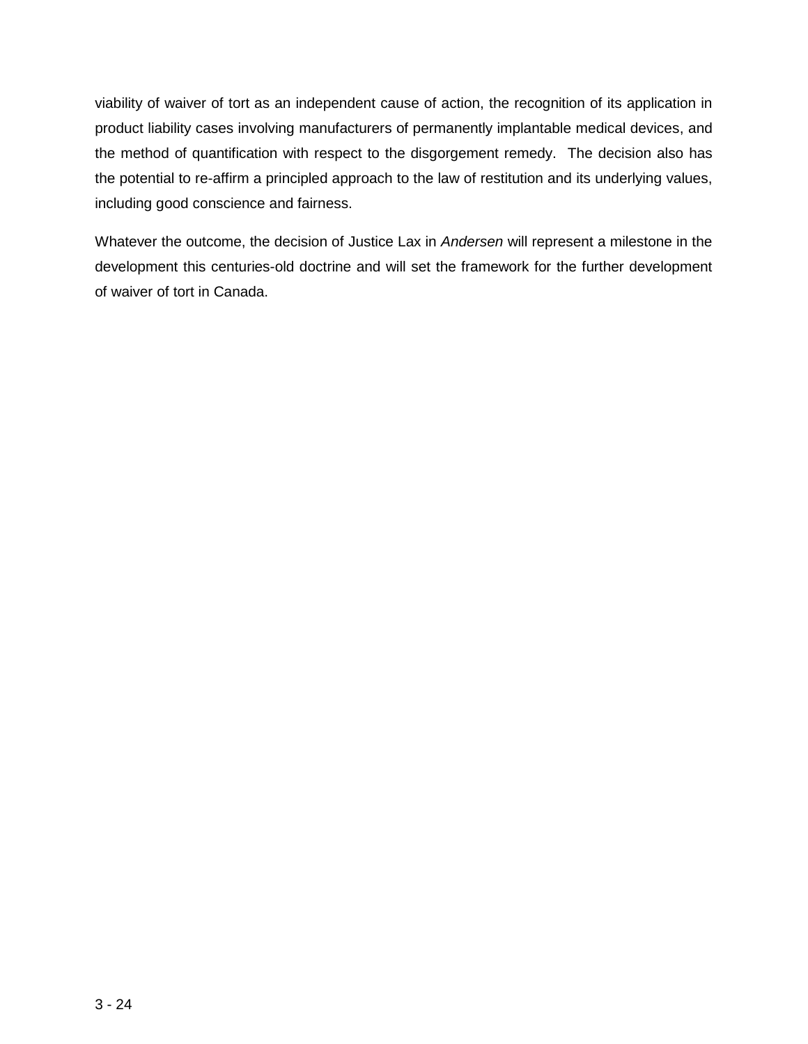viability of waiver of tort as an independent cause of action, the recognition of its application in product liability cases involving manufacturers of permanently implantable medical devices, and the method of quantification with respect to the disgorgement remedy. The decision also has the potential to re-affirm a principled approach to the law of restitution and its underlying values, including good conscience and fairness.

Whatever the outcome, the decision of Justice Lax in *Andersen* will represent a milestone in the development this centuries-old doctrine and will set the framework for the further development of waiver of tort in Canada.